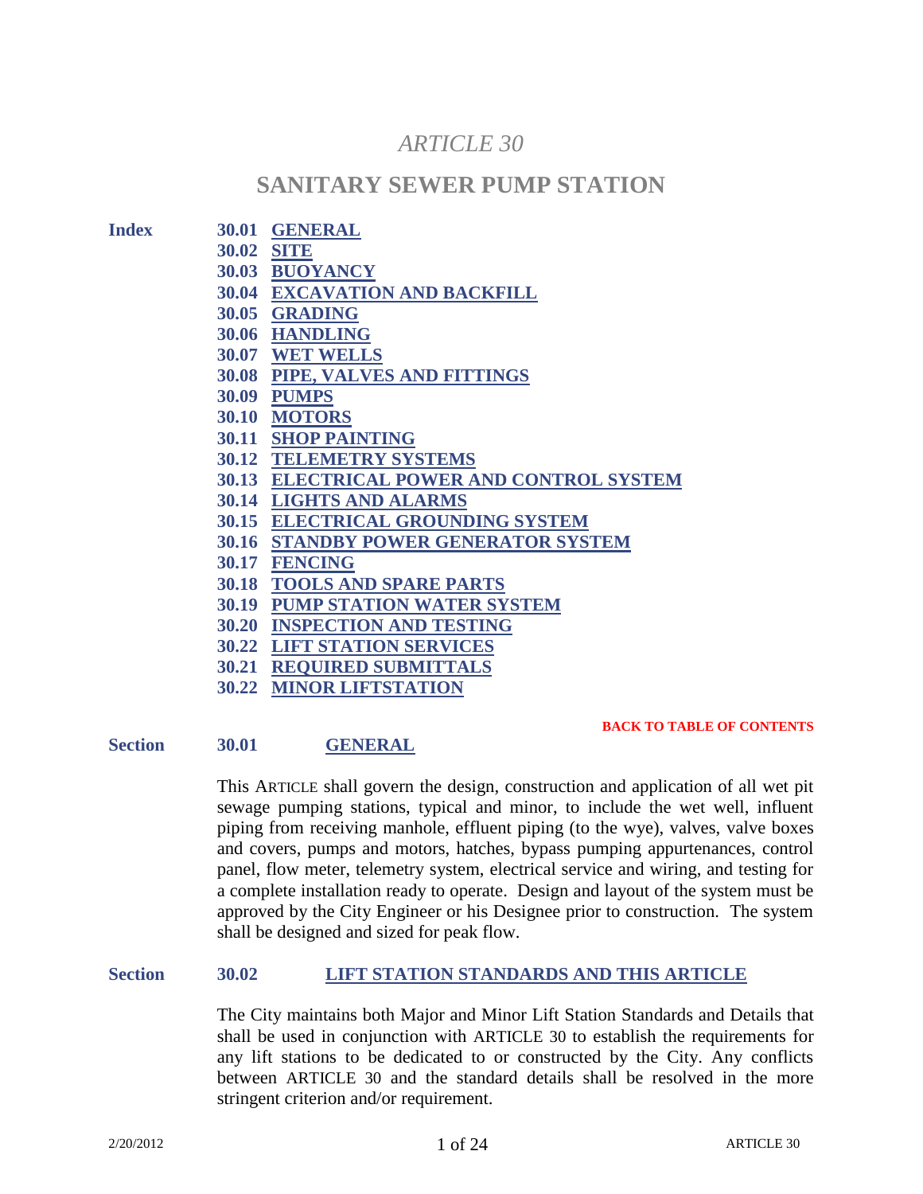# *ARTICLE 30*

## SANITARY SEWER PUMP STATION

**Index**

- **30.01 GENERAL**
- **30.02 SITE**
- **30.03 BUOYANCY**
- **30.04 EXCAVATION AND BACKFILL**
- **30.05 GRADING**
- **30.06 HANDLING**
- **30.07 WET WELLS**
- **30.08 PIPE, VALVES AND FITTINGS**
- **30.09 PUMPS**
- **30.10 MOTORS**
- **30.11 SHOP PAINTING**
- **30.12 TELEMETRY SYSTEMS**
- **30.13 ELECTRICAL POWER AND CONTROL SYSTEM**
- **30.14 LIGHTS AND ALARMS**
- **30.15 ELECTRICAL GROUNDING SYSTEM**
- **30.16 STANDBY POWER GENERATOR SYSTEM**
- **30.17 FENCING**
- **30.18 TOOLS AND SPARE PARTS**
- **30.19 PUMP STATION WATER SYSTEM**
- **30.20 INSPECTION AND TESTING**
- **30.22 LIFT STATION SERVICES**
- **30.21 REQUIRED SUBMITTALS**
- **30.22 MINOR LIFTSTATION**

**BACK TO TABLE OF CONTENTS**

### Section 30.01 GENERAL

This ARTICLE shall govern the design, construction and application of all wet pit sewage pumping stations, typical and minor, to include the wet well, influent piping from receiving manhole, effluent piping (to the wye), valves, valve boxes and covers, pumps and motors, hatches, bypass pumping appurtenances, control panel, flow meter, telemetry system, electrical service and wiring, and testing for a complete installation ready to operate. Design and layout of the system must be approved by the City Engineer or his Designee prior to construction. The system shall be designed and sized for peak flow.

### Section 30.02 LIFT STATION STANDARDS AND THIS ARTICLE

The City maintains both Major and Minor Lift Station Standards and Details that shall be used in conjunction with ARTICLE 30 to establish the requirements for any lift stations to be dedicated to or constructed by the City. Any conflicts between ARTICLE 30 and the standard details shall be resolved in the more stringent criterion and/or requirement.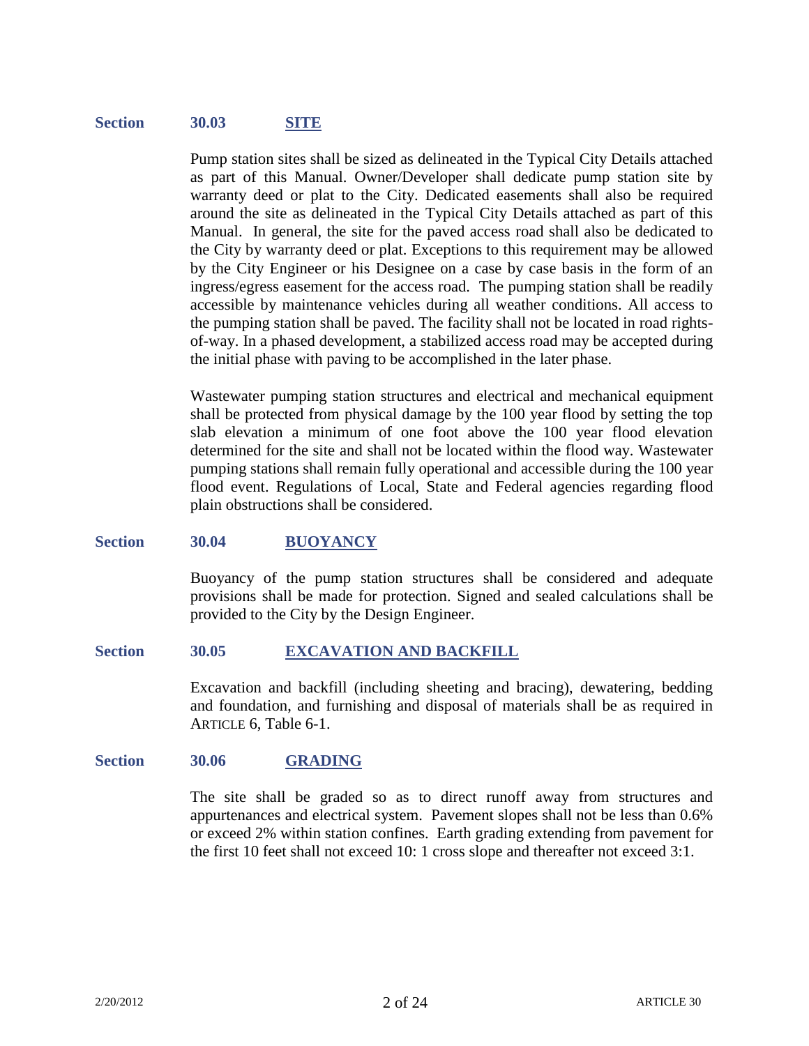## Section 30.03 SITE

Pump station sites shall be sized as delineated in the Typical City Details attached as part of this Manual. Owner/Developer shall dedicate pump station site by warranty deed or plat to the City. Dedicated easements shall also be required around the site as delineated in the Typical City Details attached as part of this Manual. In general, the site for the paved access road shall also be dedicated to the City by warranty deed or plat. Exceptions to this requirement may be allowed by the City Engineer or his Designee on a case by case basis in the form of an ingress/egress easement for the access road. The pumping station shall be readily accessible by maintenance vehicles during all weather conditions. All access to the pumping station shall be paved. The facility shall not be located in road rights-of-way. In a phased development, a stabilized access road may be accepted during the initial phase with paving to be accomplished in the later phase.

Wastewater pumping station structures and electrical and mechanical equipment shall be protected from physical damage by the 100 year flood by setting the top slab elevation a minimum of one foot above the 100 year flood elevation determined for the site and shall not be located within the flood way. Wastewater pumping stations shall remain fully operational and accessible during the 100 year flood event. Regulations of Local, State and Federal agencies regarding flood plain obstructions shall be considered.

## Section 30.04 BUOYANCY

Buoyancy of the pump station structures shall be considered and adequate provisions shall be made for protection. Signed and sealed calculations shall be provided to the City by the Design Engineer.

## Section 30.05 EXCAVATION AND BACKFILL

Excavation and backfill (including sheeting and bracing), dewatering, bedding and foundation, and furnishing and disposal of materials shall be as required in ARTICLE 6, Table 6-1.

## Section 30.06 GRADING

The site shall be graded so as to direct runoff away from structures and appurtenances and electrical system. Pavement slopes shall not be less than 0.6% or exceed 2% within station confines. Earth grading extending from pavement for the first 10 feet shall not exceed 10: 1 cross slope and thereafter not exceed 3:1.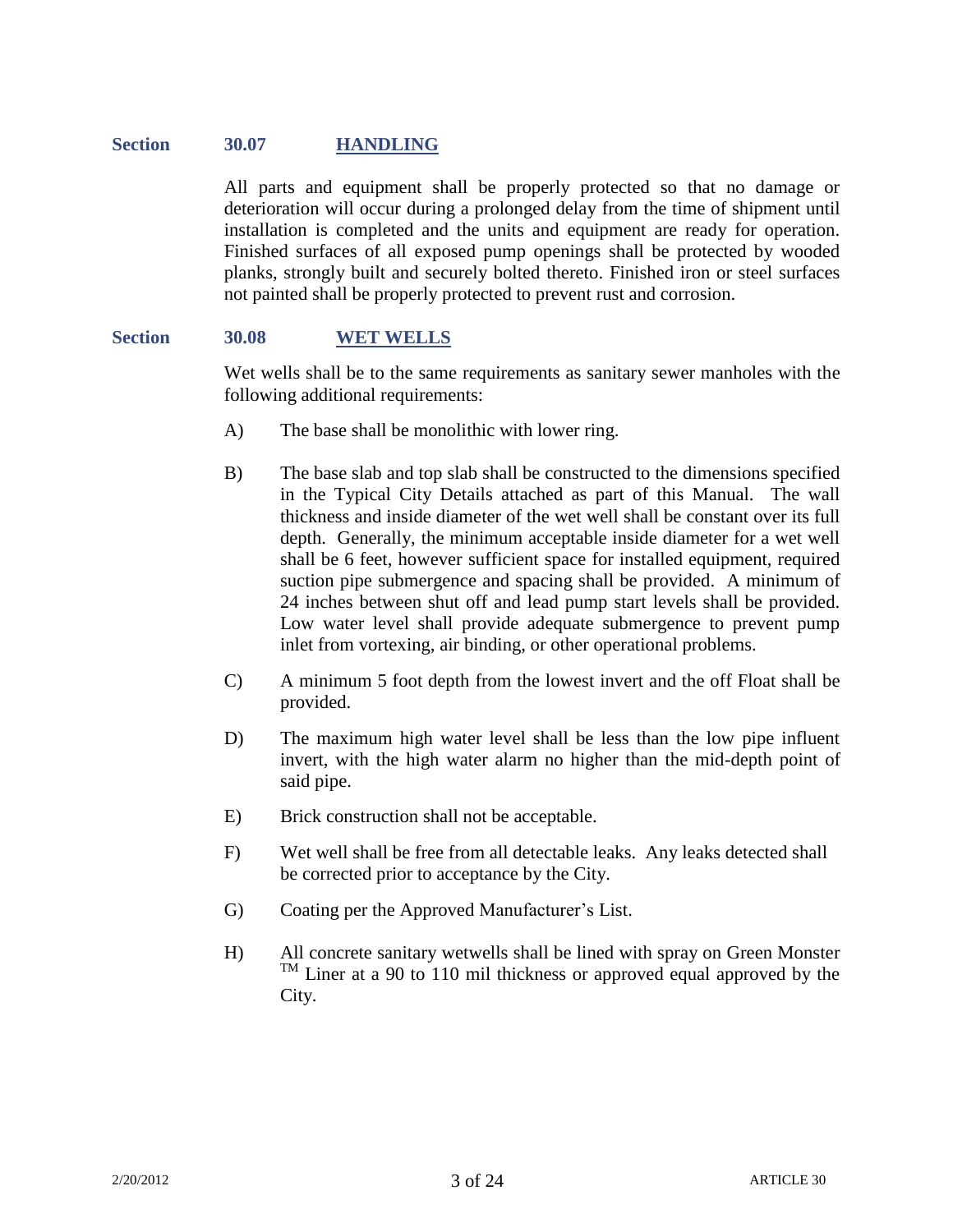## Section 30.07 HANDLING

All parts and equipment shall be properly protected so that no damage or deterioration will occur during a prolonged delay from the time of shipment until installation is completed and the units and equipment are ready for operation. Finished surfaces of all exposed pump openings shall be protected by wooded planks, strongly built and securely bolted thereto. Finished iron or steel surfaces not painted shall be properly protected to prevent rust and corrosion.

## Section 30.08 WET WELLS

Wet wells shall be to the same requirements as sanitary sewer manholes with the following additional requirements:

A) The base shall be monolithic with lower ring.

B) The base slab and top slab shall be constructed to the dimensions specified in the Typical City Details attached as part of this Manual. The wall thickness and inside diameter of the wet well shall be constant over its full depth. Generally, the minimum acceptable inside diameter for a wet well shall be 6 feet, however sufficient space for installed equipment, required suction pipe submergence and spacing shall be provided. A minimum of 24 inches between shut off and lead pump start levels shall be provided. Low water level shall provide adequate submergence to prevent pump inlet from vortexing, air binding, or other operational problems.

C) A minimum 5 foot depth from the lowest invert and the off Float shall be provided.

D) The maximum high water level shall be less than the low pipe influent invert, with the high water alarm no higher than the mid-depth point of said pipe.

E) Brick construction shall not be acceptable.

F) Wet well shall be free from all detectable leaks. Any leaks detected shall be corrected prior to acceptance by the City.

G) Coating per the Approved Manufacturer's List.

H) All concrete sanitary wetwells shall be lined with spray on Green Monster ™ Liner at a 90 to 110 mil thickness or approved equal approved by the City.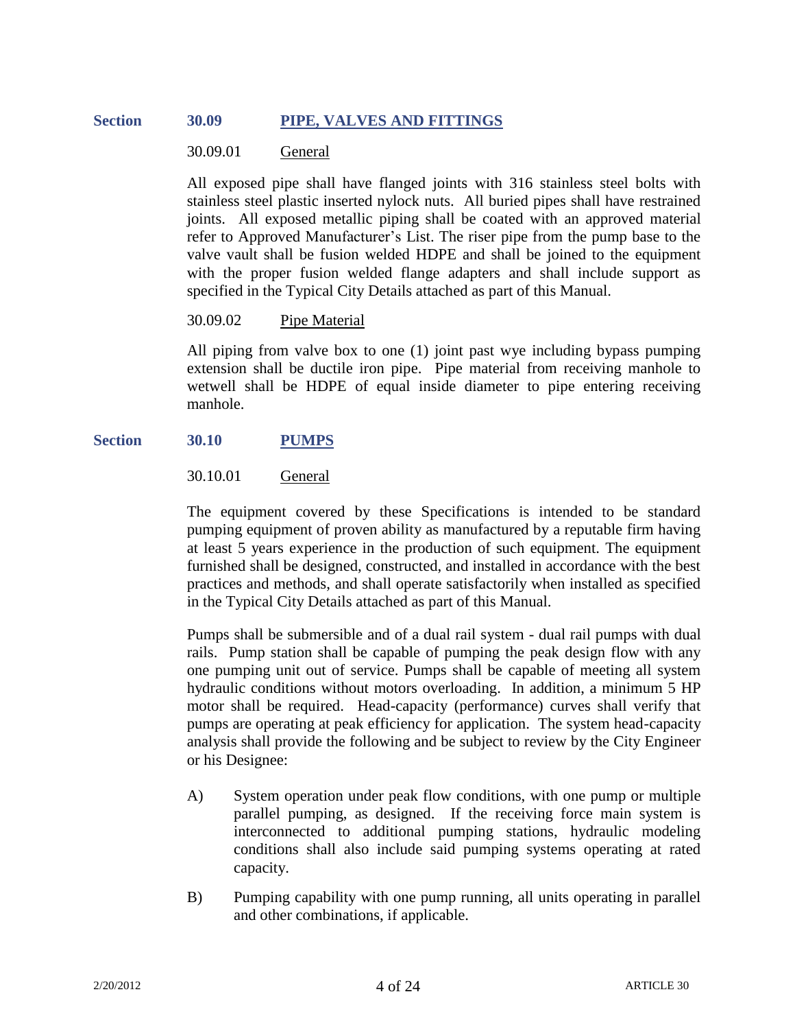## Section 30.09 PIPE, VALVES AND FITTINGS

### 30.09.01 General

All exposed pipe shall have flanged joints with 316 stainless steel bolts with stainless steel plastic inserted nylock nuts. All buried pipes shall have restrained joints. All exposed metallic piping shall be coated with an approved material refer to Approved Manufacturer's List. The riser pipe from the pump base to the valve vault shall be fusion welded HDPE and shall be joined to the equipment with the proper fusion welded flange adapters and shall include support as specified in the Typical City Details attached as part of this Manual.

### 30.09.02 Pipe Material

All piping from valve box to one (1) joint past wye including bypass pumping extension shall be ductile iron pipe. Pipe material from receiving manhole to wetwell shall be HDPE of equal inside diameter to pipe entering receiving manhole.

## Section 30.10 PUMPS

### 30.10.01 General

The equipment covered by these Specifications is intended to be standard pumping equipment of proven ability as manufactured by a reputable firm having at least 5 years experience in the production of such equipment. The equipment furnished shall be designed, constructed, and installed in accordance with the best practices and methods, and shall operate satisfactorily when installed as specified in the Typical City Details attached as part of this Manual.

Pumps shall be submersible and of a dual rail system - dual rail pumps with dual rails. Pump station shall be capable of pumping the peak design flow with any one pumping unit out of service. Pumps shall be capable of meeting all system hydraulic conditions without motors overloading. In addition, a minimum 5 HP motor shall be required. Head-capacity (performance) curves shall verify that pumps are operating at peak efficiency for application. The system head-capacity analysis shall provide the following and be subject to review by the City Engineer or his Designee:

A) System operation under peak flow conditions, with one pump or multiple parallel pumping, as designed. If the receiving force main system is interconnected to additional pumping stations, hydraulic modeling conditions shall also include said pumping systems operating at rated capacity.

B) Pumping capability with one pump running, all units operating in parallel and other combinations, if applicable.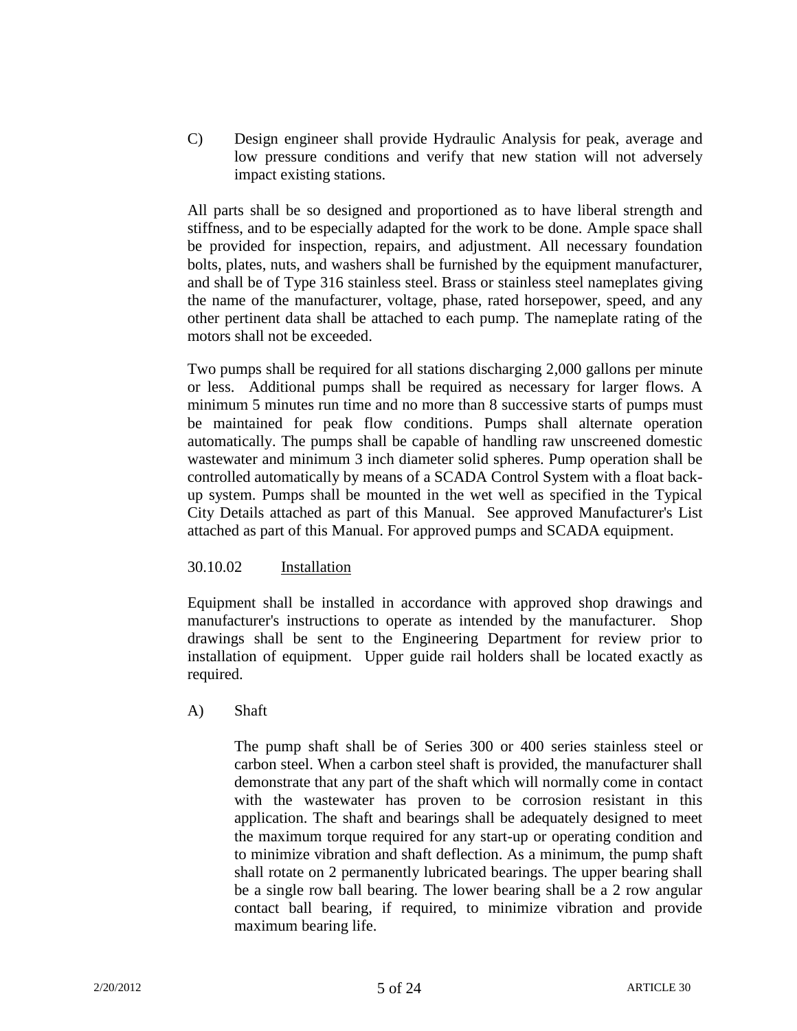C) Design engineer shall provide Hydraulic Analysis for peak, average and low pressure conditions and verify that new station will not adversely impact existing stations.

All parts shall be so designed and proportioned as to have liberal strength and stiffness, and to be especially adapted for the work to be done. Ample space shall be provided for inspection, repairs, and adjustment. All necessary foundation bolts, plates, nuts, and washers shall be furnished by the equipment manufacturer, and shall be of Type 316 stainless steel. Brass or stainless steel nameplates giving the name of the manufacturer, voltage, phase, rated horsepower, speed, and any other pertinent data shall be attached to each pump. The nameplate rating of the motors shall not be exceeded.

Two pumps shall be required for all stations discharging 2,000 gallons per minute or less. Additional pumps shall be required as necessary for larger flows. A minimum 5 minutes run time and no more than 8 successive starts of pumps must be maintained for peak flow conditions. Pumps shall alternate operation automatically. The pumps shall be capable of handling raw unscreened domestic wastewater and minimum 3 inch diameter solid spheres. Pump operation shall be controlled automatically by means of a SCADA Control System with a float back-up system. Pumps shall be mounted in the wet well as specified in the Typical City Details attached as part of this Manual. See approved Manufacturer's List attached as part of this Manual. For approved pumps and SCADA equipment.

### 30.10.02 Installation

Equipment shall be installed in accordance with approved shop drawings and manufacturer's instructions to operate as intended by the manufacturer. Shop drawings shall be sent to the Engineering Department for review prior to installation of equipment. Upper guide rail holders shall be located exactly as required.

A) Shaft

The pump shaft shall be of Series 300 or 400 series stainless steel or carbon steel. When a carbon steel shaft is provided, the manufacturer shall demonstrate that any part of the shaft which will normally come in contact with the wastewater has proven to be corrosion resistant in this application. The shaft and bearings shall be adequately designed to meet the maximum torque required for any start-up or operating condition and to minimize vibration and shaft deflection. As a minimum, the pump shaft shall rotate on 2 permanently lubricated bearings. The upper bearing shall be a single row ball bearing. The lower bearing shall be a 2 row angular contact ball bearing, if required, to minimize vibration and provide maximum bearing life.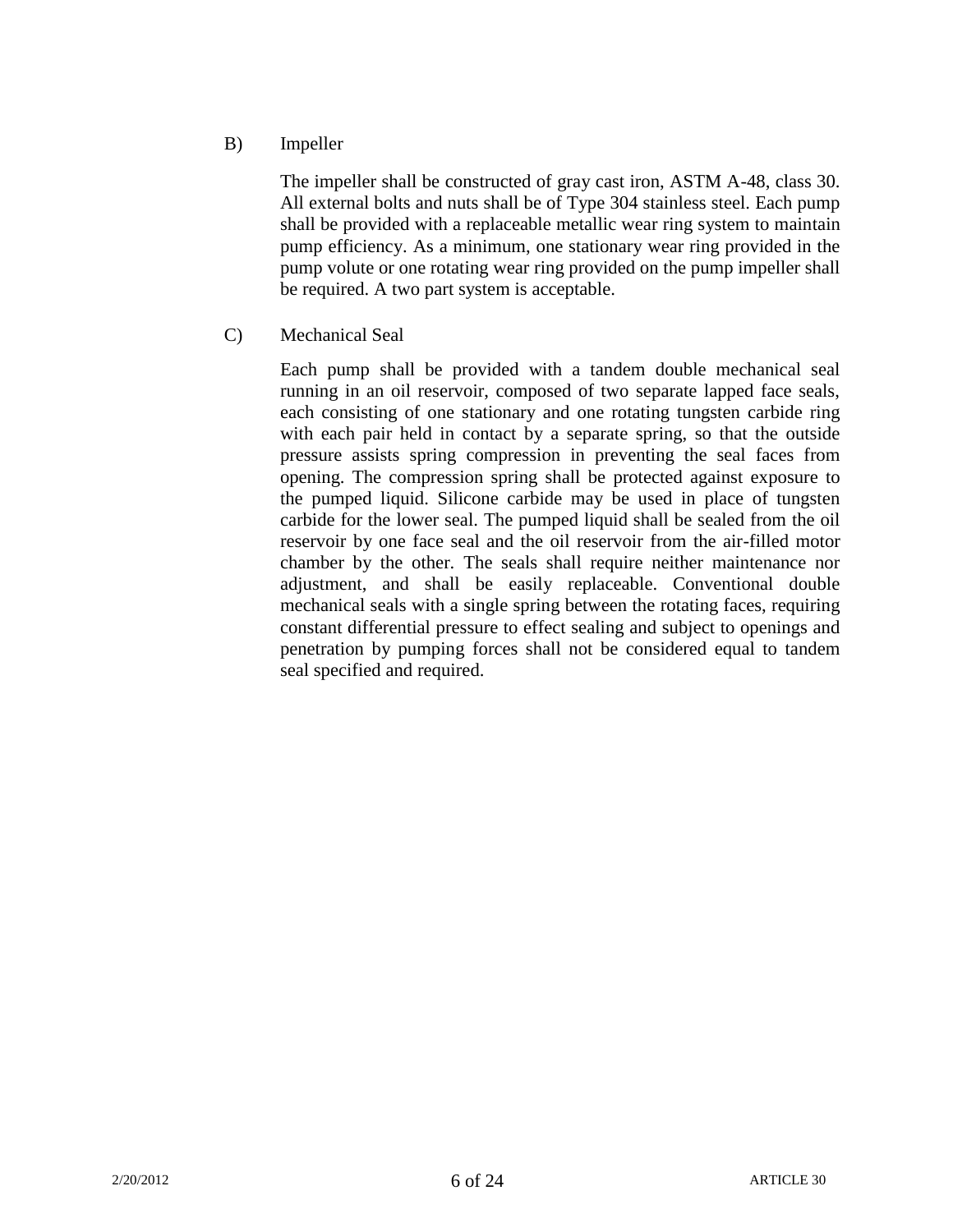B) Impeller

The impeller shall be constructed of gray cast iron, ASTM A-48, class 30. All external bolts and nuts shall be of Type 304 stainless steel. Each pump shall be provided with a replaceable metallic wear ring system to maintain pump efficiency. As a minimum, one stationary wear ring provided in the pump volute or one rotating wear ring provided on the pump impeller shall be required. A two part system is acceptable.

C) Mechanical Seal

Each pump shall be provided with a tandem double mechanical seal running in an oil reservoir, composed of two separate lapped face seals, each consisting of one stationary and one rotating tungsten carbide ring with each pair held in contact by a separate spring, so that the outside pressure assists spring compression in preventing the seal faces from opening. The compression spring shall be protected against exposure to the pumped liquid. Silicone carbide may be used in place of tungsten carbide for the lower seal. The pumped liquid shall be sealed from the oil reservoir by one face seal and the oil reservoir from the air-filled motor chamber by the other. The seals shall require neither maintenance nor adjustment, and shall be easily replaceable. Conventional double mechanical seals with a single spring between the rotating faces, requiring constant differential pressure to effect sealing and subject to openings and penetration by pumping forces shall not be considered equal to tandem seal specified and required.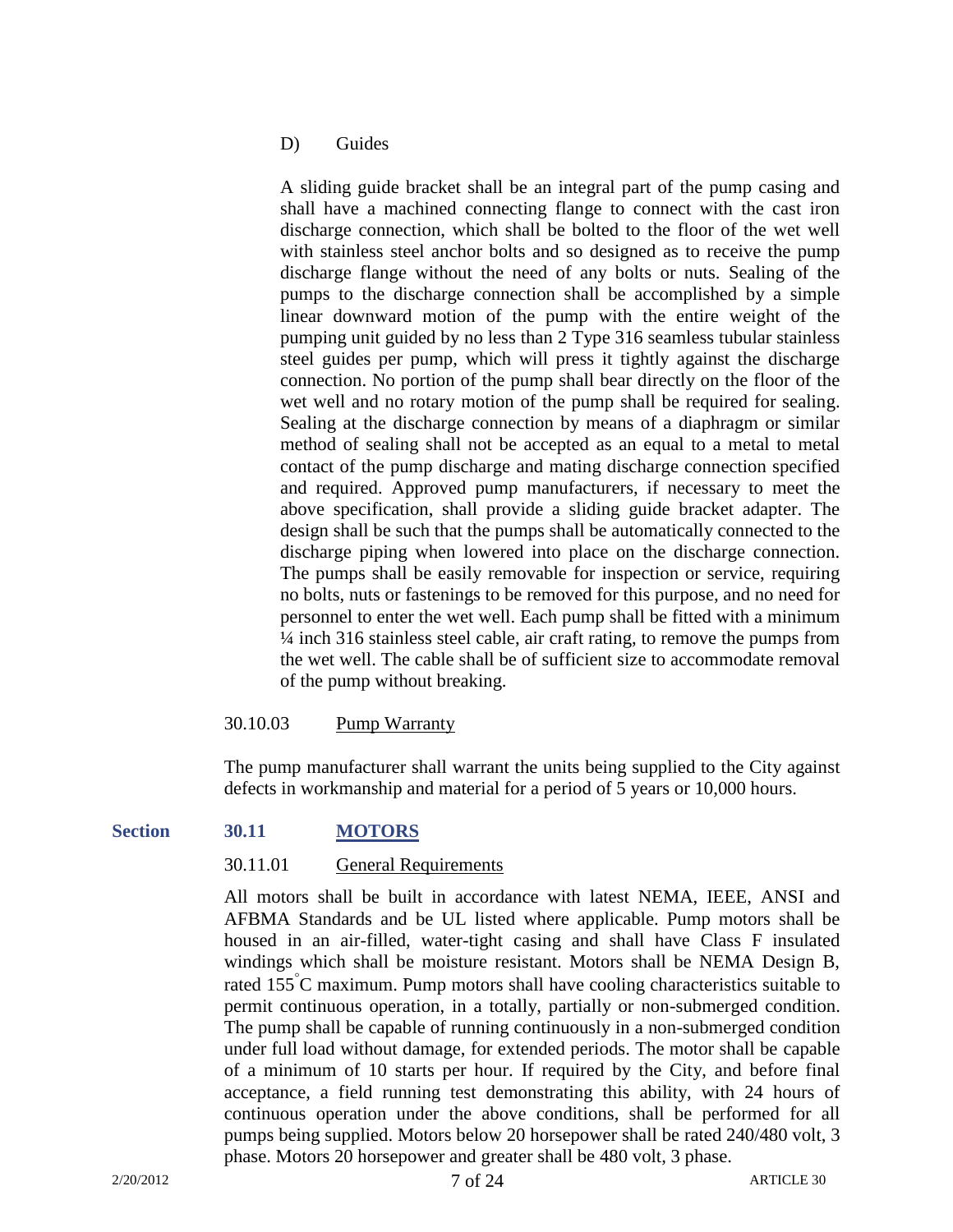D) Guides

A sliding guide bracket shall be an integral part of the pump casing and shall have a machined connecting flange to connect with the cast iron discharge connection, which shall be bolted to the floor of the wet well with stainless steel anchor bolts and so designed as to receive the pump discharge flange without the need of any bolts or nuts. Sealing of the pumps to the discharge connection shall be accomplished by a simple linear downward motion of the pump with the entire weight of the pumping unit guided by no less than 2 Type 316 seamless tubular stainless steel guides per pump, which will press it tightly against the discharge connection. No portion of the pump shall bear directly on the floor of the wet well and no rotary motion of the pump shall be required for sealing. Sealing at the discharge connection by means of a diaphragm or similar method of sealing shall not be accepted as an equal to a metal to metal contact of the pump discharge and mating discharge connection specified and required. Approved pump manufacturers, if necessary to meet the above specification, shall provide a sliding guide bracket adapter. The design shall be such that the pumps shall be automatically connected to the discharge piping when lowered into place on the discharge connection. The pumps shall be easily removable for inspection or service, requiring no bolts, nuts or fastenings to be removed for this purpose, and no need for personnel to enter the wet well. Each pump shall be fitted with a minimum ¼ inch 316 stainless steel cable, air craft rating, to remove the pumps from the wet well. The cable shall be of sufficient size to accommodate removal of the pump without breaking.

### 30.10.03 Pump Warranty

The pump manufacturer shall warrant the units being supplied to the City against defects in workmanship and material for a period of 5 years or 10,000 hours.

## Section 30.11 MOTORS

### 30.11.01 General Requirements

All motors shall be built in accordance with latest NEMA, IEEE, ANSI and AFBMA Standards and be UL listed where applicable. Pump motors shall be housed in an air-filled, water-tight casing and shall have Class F insulated windings which shall be moisture resistant. Motors shall be NEMA Design B, rated 155°C maximum. Pump motors shall have cooling characteristics suitable to permit continuous operation, in a totally, partially or non-submerged condition. The pump shall be capable of running continuously in a non-submerged condition under full load without damage, for extended periods. The motor shall be capable of a minimum of 10 starts per hour. If required by the City, and before final acceptance, a field running test demonstrating this ability, with 24 hours of continuous operation under the above conditions, shall be performed for all pumps being supplied. Motors below 20 horsepower shall be rated 240/480 volt, 3 phase. Motors 20 horsepower and greater shall be 480 volt, 3 phase.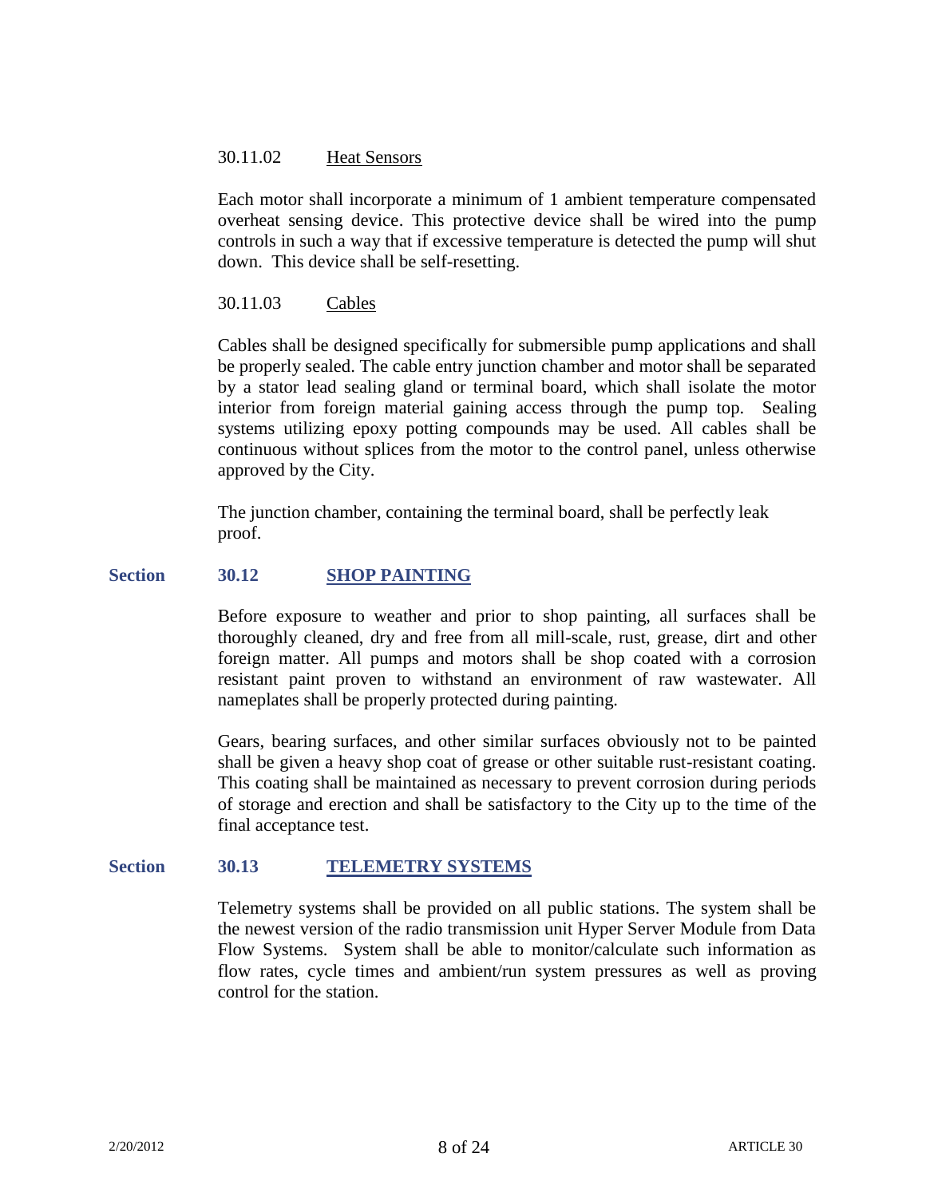#### 30.11.02 Heat Sensors

Each motor shall incorporate a minimum of 1 ambient temperature compensated overheat sensing device. This protective device shall be wired into the pump controls in such a way that if excessive temperature is detected the pump will shut down. This device shall be self-resetting.

#### 30.11.03 Cables

Cables shall be designed specifically for submersible pump applications and shall be properly sealed. The cable entry junction chamber and motor shall be separated by a stator lead sealing gland or terminal board, which shall isolate the motor interior from foreign material gaining access through the pump top. Sealing systems utilizing epoxy potting compounds may be used. All cables shall be continuous without splices from the motor to the control panel, unless otherwise approved by the City.

The junction chamber, containing the terminal board, shall be perfectly leak proof.

## Section 30.12 SHOP PAINTING

Before exposure to weather and prior to shop painting, all surfaces shall be thoroughly cleaned, dry and free from all mill-scale, rust, grease, dirt and other foreign matter. All pumps and motors shall be shop coated with a corrosion resistant paint proven to withstand an environment of raw wastewater. All nameplates shall be properly protected during painting.

Gears, bearing surfaces, and other similar surfaces obviously not to be painted shall be given a heavy shop coat of grease or other suitable rust-resistant coating. This coating shall be maintained as necessary to prevent corrosion during periods of storage and erection and shall be satisfactory to the City up to the time of the final acceptance test.

## Section 30.13 TELEMETRY SYSTEMS

Telemetry systems shall be provided on all public stations. The system shall be the newest version of the radio transmission unit Hyper Server Module from Data Flow Systems. System shall be able to monitor/calculate such information as flow rates, cycle times and ambient/run system pressures as well as proving control for the station.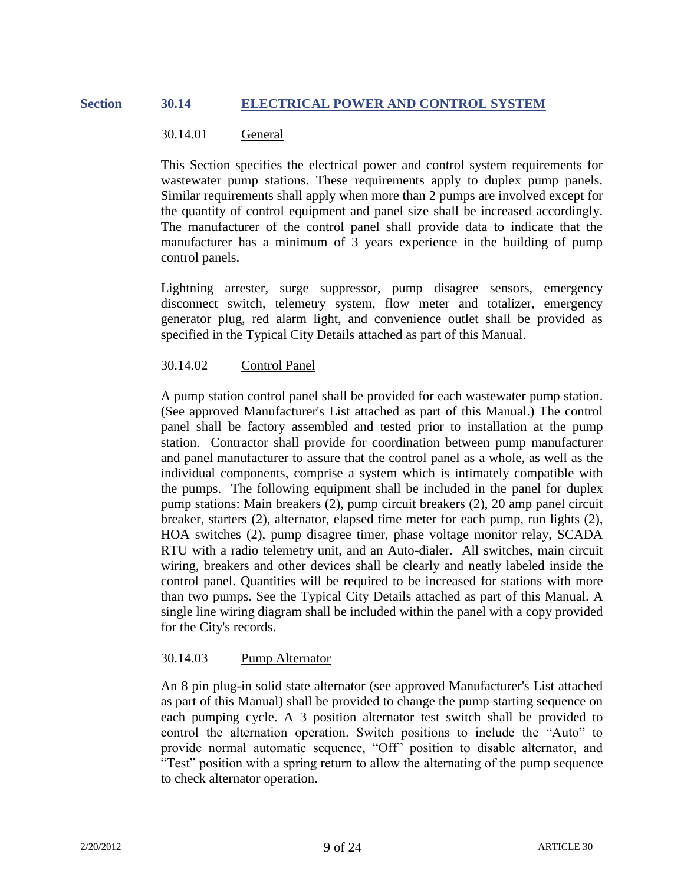## Section 30.14 ELECTRICAL POWER AND CONTROL SYSTEM

### 30.14.01 General

This Section specifies the electrical power and control system requirements for wastewater pump stations. These requirements apply to duplex pump panels. Similar requirements shall apply when more than 2 pumps are involved except for the quantity of control equipment and panel size shall be increased accordingly. The manufacturer of the control panel shall provide data to indicate that the manufacturer has a minimum of 3 years experience in the building of pump control panels.

Lightning arrester, surge suppressor, pump disagree sensors, emergency disconnect switch, telemetry system, flow meter and totalizer, emergency generator plug, red alarm light, and convenience outlet shall be provided as specified in the Typical City Details attached as part of this Manual.

### 30.14.02 Control Panel

A pump station control panel shall be provided for each wastewater pump station. (See approved Manufacturer's List attached as part of this Manual.) The control panel shall be factory assembled and tested prior to installation at the pump station. Contractor shall provide for coordination between pump manufacturer and panel manufacturer to assure that the control panel as a whole, as well as the individual components, comprise a system which is intimately compatible with the pumps. The following equipment shall be included in the panel for duplex pump stations: Main breakers (2), pump circuit breakers (2), 20 amp panel circuit breaker, starters (2), alternator, elapsed time meter for each pump, run lights (2), HOA switches (2), pump disagree timer, phase voltage monitor relay, SCADA RTU with a radio telemetry unit, and an Auto-dialer. All switches, main circuit wiring, breakers and other devices shall be clearly and neatly labeled inside the control panel. Quantities will be required to be increased for stations with more than two pumps. See the Typical City Details attached as part of this Manual. A single line wiring diagram shall be included within the panel with a copy provided for the City's records.

### 30.14.03 Pump Alternator

An 8 pin plug-in solid state alternator (see approved Manufacturer's List attached as part of this Manual) shall be provided to change the pump starting sequence on each pumping cycle. A 3 position alternator test switch shall be provided to control the alternation operation. Switch positions to include the "Auto" to provide normal automatic sequence, "Off" position to disable alternator, and "Test" position with a spring return to allow the alternating of the pump sequence to check alternator operation.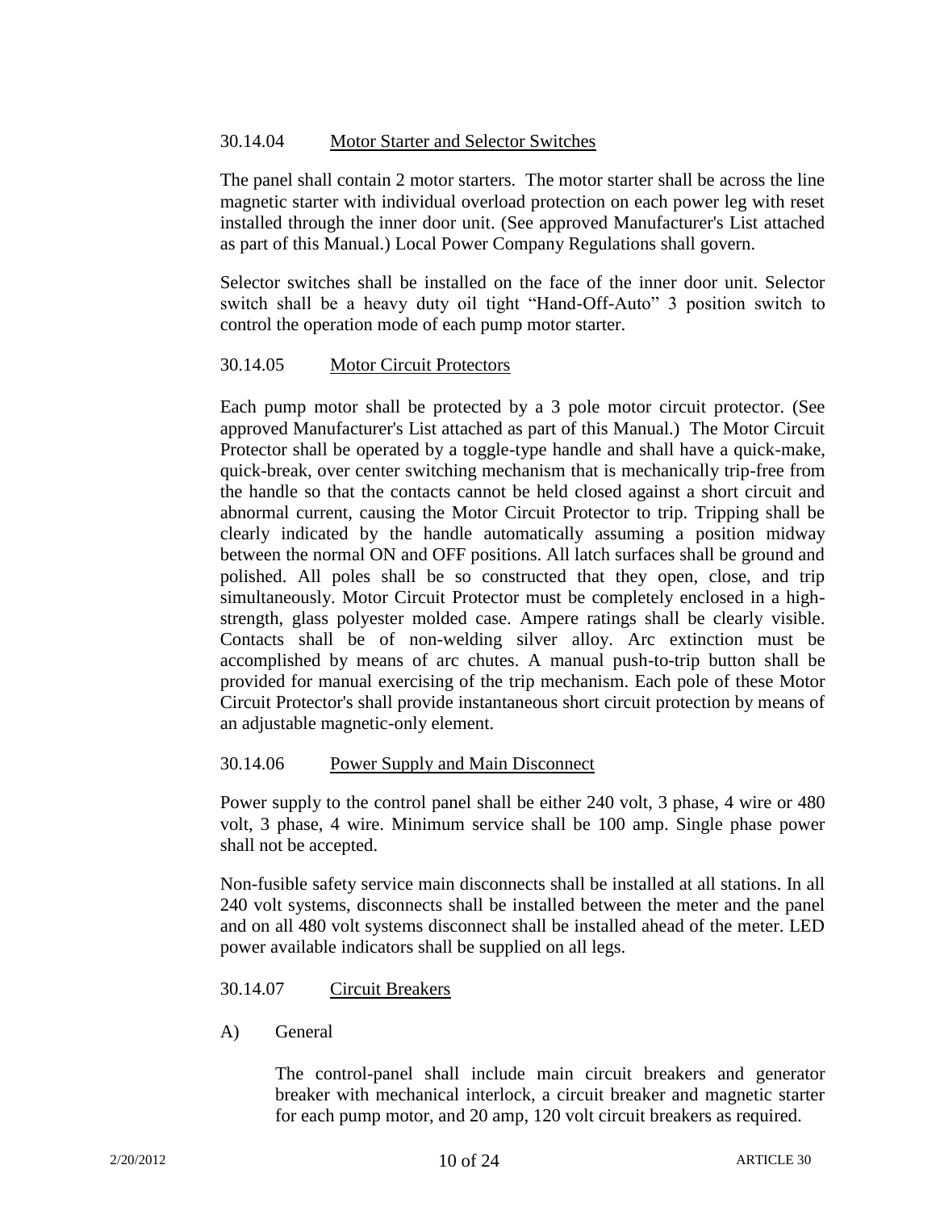### 30.14.04 Motor Starter and Selector Switches

The panel shall contain 2 motor starters. The motor starter shall be across the line magnetic starter with individual overload protection on each power leg with reset installed through the inner door unit. (See approved Manufacturer's List attached as part of this Manual.) Local Power Company Regulations shall govern.

Selector switches shall be installed on the face of the inner door unit. Selector switch shall be a heavy duty oil tight "Hand-Off-Auto" 3 position switch to control the operation mode of each pump motor starter.

### 30.14.05 Motor Circuit Protectors

Each pump motor shall be protected by a 3 pole motor circuit protector. (See approved Manufacturer's List attached as part of this Manual.) The Motor Circuit Protector shall be operated by a toggle-type handle and shall have a quick-make, quick-break, over center switching mechanism that is mechanically trip-free from the handle so that the contacts cannot be held closed against a short circuit and abnormal current, causing the Motor Circuit Protector to trip. Tripping shall be clearly indicated by the handle automatically assuming a position midway between the normal ON and OFF positions. All latch surfaces shall be ground and polished. All poles shall be so constructed that they open, close, and trip simultaneously. Motor Circuit Protector must be completely enclosed in a high-strength, glass polyester molded case. Ampere ratings shall be clearly visible. Contacts shall be of non-welding silver alloy. Arc extinction must be accomplished by means of arc chutes. A manual push-to-trip button shall be provided for manual exercising of the trip mechanism. Each pole of these Motor Circuit Protector's shall provide instantaneous short circuit protection by means of an adjustable magnetic-only element.

### 30.14.06 Power Supply and Main Disconnect

Power supply to the control panel shall be either 240 volt, 3 phase, 4 wire or 480 volt, 3 phase, 4 wire. Minimum service shall be 100 amp. Single phase power shall not be accepted.

Non-fusible safety service main disconnects shall be installed at all stations. In all 240 volt systems, disconnects shall be installed between the meter and the panel and on all 480 volt systems disconnect shall be installed ahead of the meter. LED power available indicators shall be supplied on all legs.

### 30.14.07 Circuit Breakers

A) General

The control-panel shall include main circuit breakers and generator breaker with mechanical interlock, a circuit breaker and magnetic starter for each pump motor, and 20 amp, 120 volt circuit breakers as required.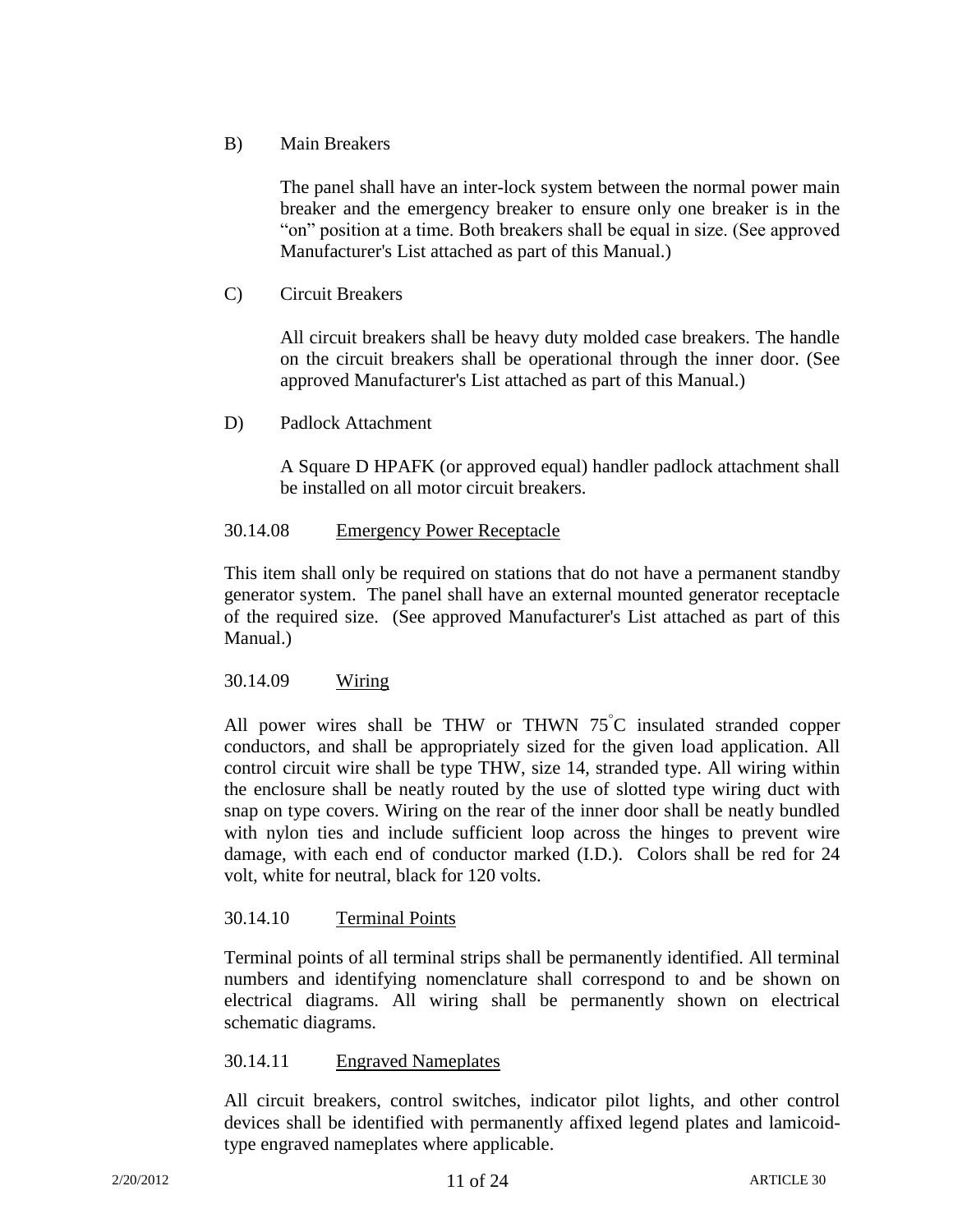B) Main Breakers

The panel shall have an inter-lock system between the normal power main breaker and the emergency breaker to ensure only one breaker is in the "on" position at a time. Both breakers shall be equal in size. (See approved Manufacturer's List attached as part of this Manual.)

C) Circuit Breakers

All circuit breakers shall be heavy duty molded case breakers. The handle on the circuit breakers shall be operational through the inner door. (See approved Manufacturer's List attached as part of this Manual.)

D) Padlock Attachment

A Square D HPAFK (or approved equal) handler padlock attachment shall be installed on all motor circuit breakers.

30.14.08 Emergency Power Receptacle

This item shall only be required on stations that do not have a permanent standby generator system. The panel shall have an external mounted generator receptacle of the required size. (See approved Manufacturer's List attached as part of this Manual.)

30.14.09 Wiring

All power wires shall be THW or THWN 75°C insulated stranded copper conductors, and shall be appropriately sized for the given load application. All control circuit wire shall be type THW, size 14, stranded type. All wiring within the enclosure shall be neatly routed by the use of slotted type wiring duct with snap on type covers. Wiring on the rear of the inner door shall be neatly bundled with nylon ties and include sufficient loop across the hinges to prevent wire damage, with each end of conductor marked (I.D.). Colors shall be red for 24 volt, white for neutral, black for 120 volts.

30.14.10 Terminal Points

Terminal points of all terminal strips shall be permanently identified. All terminal numbers and identifying nomenclature shall correspond to and be shown on electrical diagrams. All wiring shall be permanently shown on electrical schematic diagrams.

30.14.11 Engraved Nameplates

All circuit breakers, control switches, indicator pilot lights, and other control devices shall be identified with permanently affixed legend plates and lamicoid-type engraved nameplates where applicable.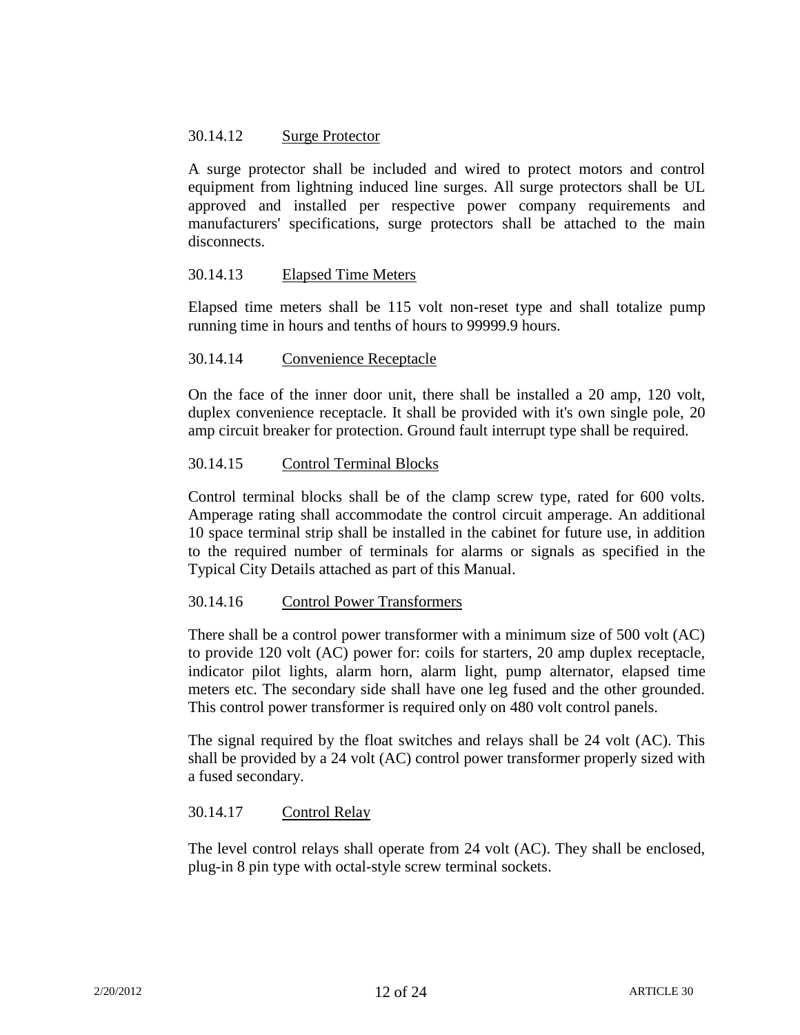### 30.14.12 Surge Protector

A surge protector shall be included and wired to protect motors and control equipment from lightning induced line surges. All surge protectors shall be UL approved and installed per respective power company requirements and manufacturers' specifications, surge protectors shall be attached to the main disconnects.

### 30.14.13 Elapsed Time Meters

Elapsed time meters shall be 115 volt non-reset type and shall totalize pump running time in hours and tenths of hours to 99999.9 hours.

### 30.14.14 Convenience Receptacle

On the face of the inner door unit, there shall be installed a 20 amp, 120 volt, duplex convenience receptacle. It shall be provided with it's own single pole, 20 amp circuit breaker for protection. Ground fault interrupt type shall be required.

### 30.14.15 Control Terminal Blocks

Control terminal blocks shall be of the clamp screw type, rated for 600 volts. Amperage rating shall accommodate the control circuit amperage. An additional 10 space terminal strip shall be installed in the cabinet for future use, in addition to the required number of terminals for alarms or signals as specified in the Typical City Details attached as part of this Manual.

### 30.14.16 Control Power Transformers

There shall be a control power transformer with a minimum size of 500 volt (AC) to provide 120 volt (AC) power for: coils for starters, 20 amp duplex receptacle, indicator pilot lights, alarm horn, alarm light, pump alternator, elapsed time meters etc. The secondary side shall have one leg fused and the other grounded. This control power transformer is required only on 480 volt control panels.

The signal required by the float switches and relays shall be 24 volt (AC). This shall be provided by a 24 volt (AC) control power transformer properly sized with a fused secondary.

### 30.14.17 Control Relay

The level control relays shall operate from 24 volt (AC). They shall be enclosed, plug-in 8 pin type with octal-style screw terminal sockets.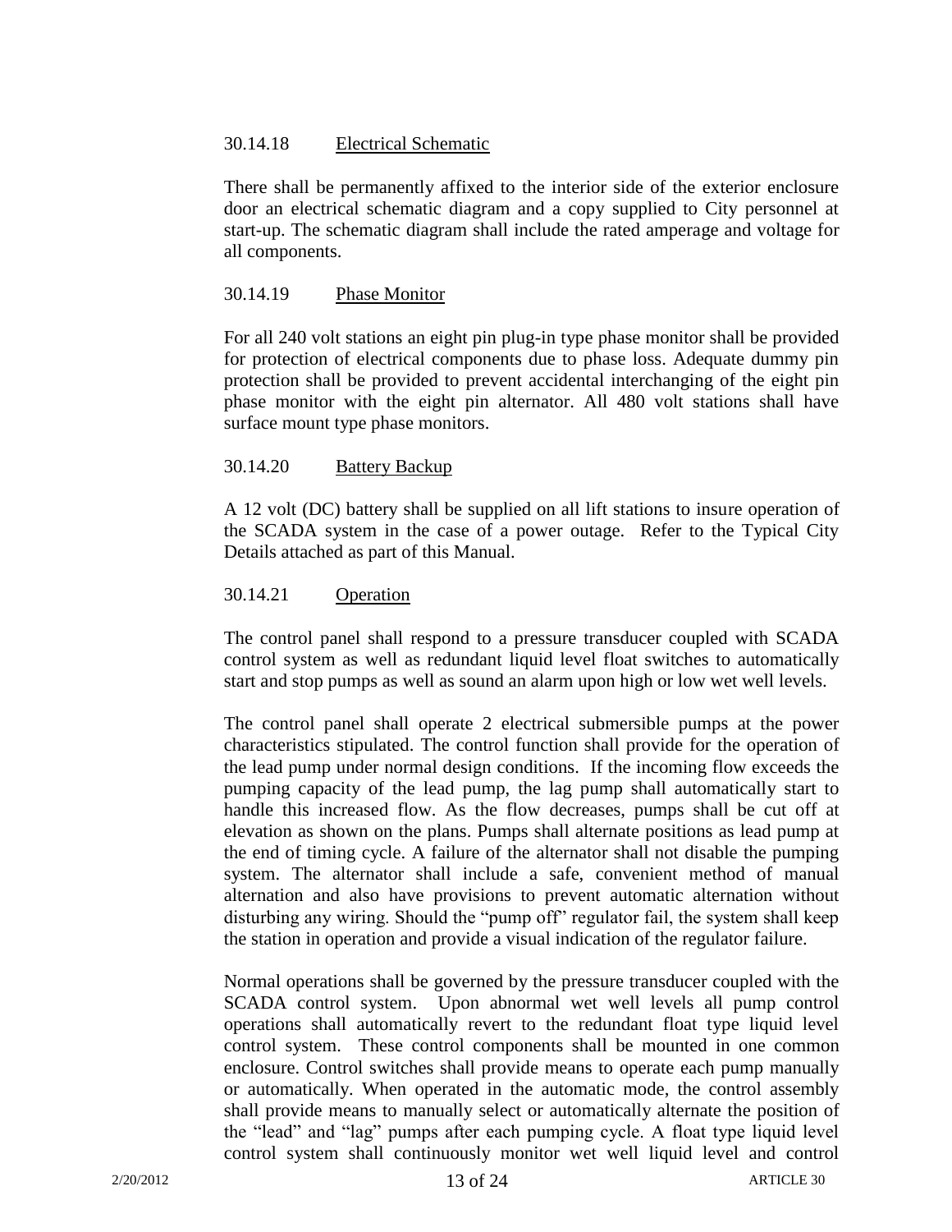### 30.14.18 Electrical Schematic

There shall be permanently affixed to the interior side of the exterior enclosure door an electrical schematic diagram and a copy supplied to City personnel at start-up. The schematic diagram shall include the rated amperage and voltage for all components.

### 30.14.19 Phase Monitor

For all 240 volt stations an eight pin plug-in type phase monitor shall be provided for protection of electrical components due to phase loss. Adequate dummy pin protection shall be provided to prevent accidental interchanging of the eight pin phase monitor with the eight pin alternator. All 480 volt stations shall have surface mount type phase monitors.

### 30.14.20 Battery Backup

A 12 volt (DC) battery shall be supplied on all lift stations to insure operation of the SCADA system in the case of a power outage. Refer to the Typical City Details attached as part of this Manual.

### 30.14.21 Operation

The control panel shall respond to a pressure transducer coupled with SCADA control system as well as redundant liquid level float switches to automatically start and stop pumps as well as sound an alarm upon high or low wet well levels.

The control panel shall operate 2 electrical submersible pumps at the power characteristics stipulated. The control function shall provide for the operation of the lead pump under normal design conditions. If the incoming flow exceeds the pumping capacity of the lead pump, the lag pump shall automatically start to handle this increased flow. As the flow decreases, pumps shall be cut off at elevation as shown on the plans. Pumps shall alternate positions as lead pump at the end of timing cycle. A failure of the alternator shall not disable the pumping system. The alternator shall include a safe, convenient method of manual alternation and also have provisions to prevent automatic alternation without disturbing any wiring. Should the "pump off" regulator fail, the system shall keep the station in operation and provide a visual indication of the regulator failure.

Normal operations shall be governed by the pressure transducer coupled with the SCADA control system. Upon abnormal wet well levels all pump control operations shall automatically revert to the redundant float type liquid level control system. These control components shall be mounted in one common enclosure. Control switches shall provide means to operate each pump manually or automatically. When operated in the automatic mode, the control assembly shall provide means to manually select or automatically alternate the position of the "lead" and "lag" pumps after each pumping cycle. A float type liquid level control system shall continuously monitor wet well liquid level and control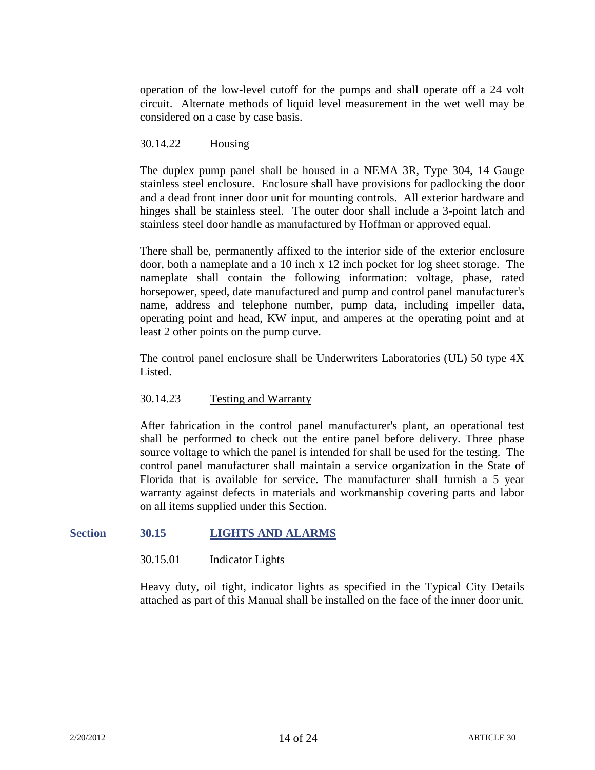operation of the low-level cutoff for the pumps and shall operate off a 24 volt circuit. Alternate methods of liquid level measurement in the wet well may be considered on a case by case basis.

30.14.22 Housing

The duplex pump panel shall be housed in a NEMA 3R, Type 304, 14 Gauge stainless steel enclosure. Enclosure shall have provisions for padlocking the door and a dead front inner door unit for mounting controls. All exterior hardware and hinges shall be stainless steel. The outer door shall include a 3-point latch and stainless steel door handle as manufactured by Hoffman or approved equal.

There shall be, permanently affixed to the interior side of the exterior enclosure door, both a nameplate and a 10 inch x 12 inch pocket for log sheet storage. The nameplate shall contain the following information: voltage, phase, rated horsepower, speed, date manufactured and pump and control panel manufacturer's name, address and telephone number, pump data, including impeller data, operating point and head, KW input, and amperes at the operating point and at least 2 other points on the pump curve.

The control panel enclosure shall be Underwriters Laboratories (UL) 50 type 4X Listed.

30.14.23 Testing and Warranty

After fabrication in the control panel manufacturer's plant, an operational test shall be performed to check out the entire panel before delivery. Three phase source voltage to which the panel is intended for shall be used for the testing. The control panel manufacturer shall maintain a service organization in the State of Florida that is available for service. The manufacturer shall furnish a 5 year warranty against defects in materials and workmanship covering parts and labor on all items supplied under this Section.

## Section 30.15 LIGHTS AND ALARMS

30.15.01 Indicator Lights

Heavy duty, oil tight, indicator lights as specified in the Typical City Details attached as part of this Manual shall be installed on the face of the inner door unit.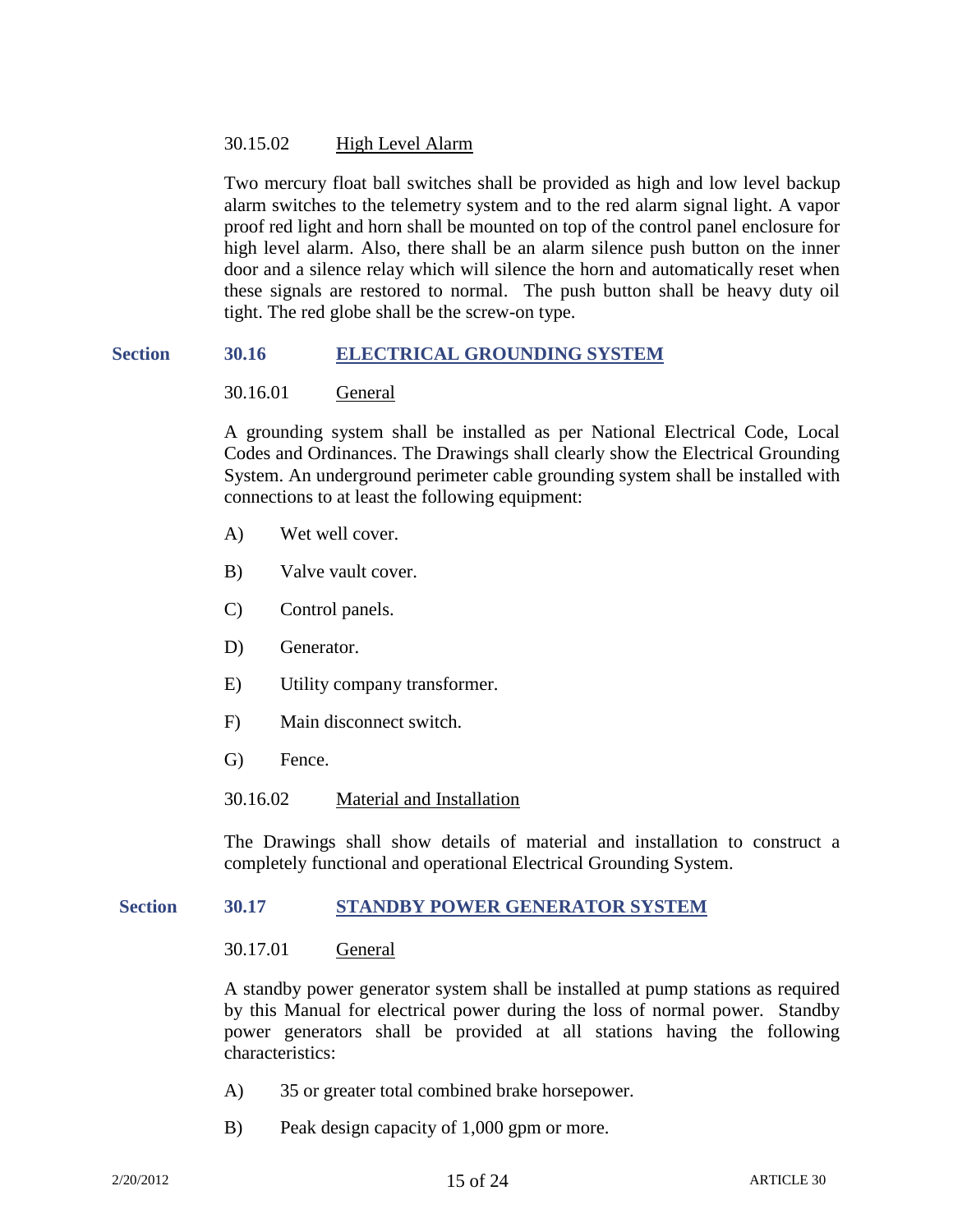### 30.15.02 High Level Alarm

Two mercury float ball switches shall be provided as high and low level backup alarm switches to the telemetry system and to the red alarm signal light. A vapor proof red light and horn shall be mounted on top of the control panel enclosure for high level alarm. Also, there shall be an alarm silence push button on the inner door and a silence relay which will silence the horn and automatically reset when these signals are restored to normal. The push button shall be heavy duty oil tight. The red globe shall be the screw-on type.

## Section 30.16 ELECTRICAL GROUNDING SYSTEM

### 30.16.01 General

A grounding system shall be installed as per National Electrical Code, Local Codes and Ordinances. The Drawings shall clearly show the Electrical Grounding System. An underground perimeter cable grounding system shall be installed with connections to at least the following equipment:

A) Wet well cover.

B) Valve vault cover.

C) Control panels.

D) Generator.

E) Utility company transformer.

F) Main disconnect switch.

G) Fence.

### 30.16.02 Material and Installation

The Drawings shall show details of material and installation to construct a completely functional and operational Electrical Grounding System.

## Section 30.17 STANDBY POWER GENERATOR SYSTEM

### 30.17.01 General

A standby power generator system shall be installed at pump stations as required by this Manual for electrical power during the loss of normal power. Standby power generators shall be provided at all stations having the following characteristics:

A) 35 or greater total combined brake horsepower.

B) Peak design capacity of 1,000 gpm or more.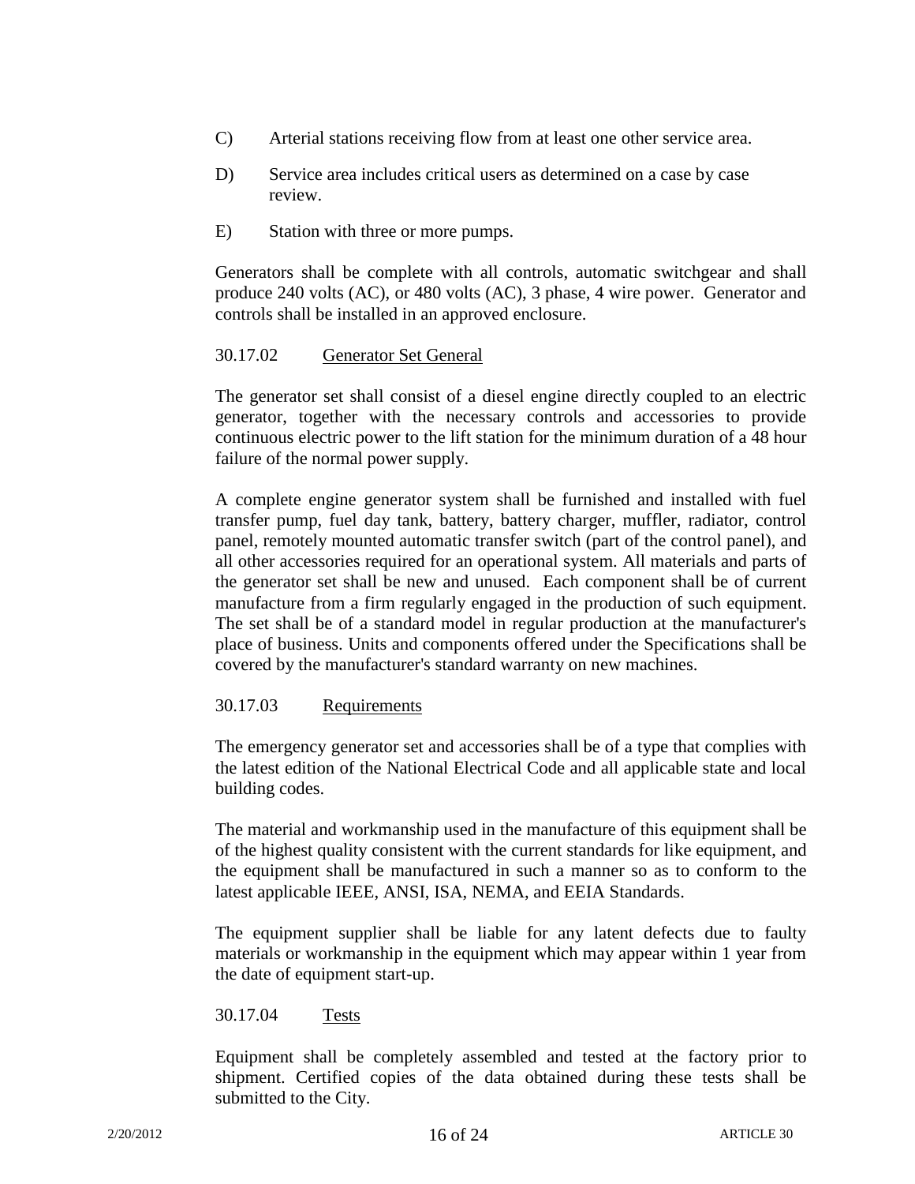C) Arterial stations receiving flow from at least one other service area.

D) Service area includes critical users as determined on a case by case review.

E) Station with three or more pumps.

Generators shall be complete with all controls, automatic switchgear and shall produce 240 volts (AC), or 480 volts (AC), 3 phase, 4 wire power. Generator and controls shall be installed in an approved enclosure.

### 30.17.02 Generator Set General

The generator set shall consist of a diesel engine directly coupled to an electric generator, together with the necessary controls and accessories to provide continuous electric power to the lift station for the minimum duration of a 48 hour failure of the normal power supply.

A complete engine generator system shall be furnished and installed with fuel transfer pump, fuel day tank, battery, battery charger, muffler, radiator, control panel, remotely mounted automatic transfer switch (part of the control panel), and all other accessories required for an operational system. All materials and parts of the generator set shall be new and unused. Each component shall be of current manufacture from a firm regularly engaged in the production of such equipment. The set shall be of a standard model in regular production at the manufacturer's place of business. Units and components offered under the Specifications shall be covered by the manufacturer's standard warranty on new machines.

### 30.17.03 Requirements

The emergency generator set and accessories shall be of a type that complies with the latest edition of the National Electrical Code and all applicable state and local building codes.

The material and workmanship used in the manufacture of this equipment shall be of the highest quality consistent with the current standards for like equipment, and the equipment shall be manufactured in such a manner so as to conform to the latest applicable IEEE, ANSI, ISA, NEMA, and EEIA Standards.

The equipment supplier shall be liable for any latent defects due to faulty materials or workmanship in the equipment which may appear within 1 year from the date of equipment start-up.

### 30.17.04 Tests

Equipment shall be completely assembled and tested at the factory prior to shipment. Certified copies of the data obtained during these tests shall be submitted to the City.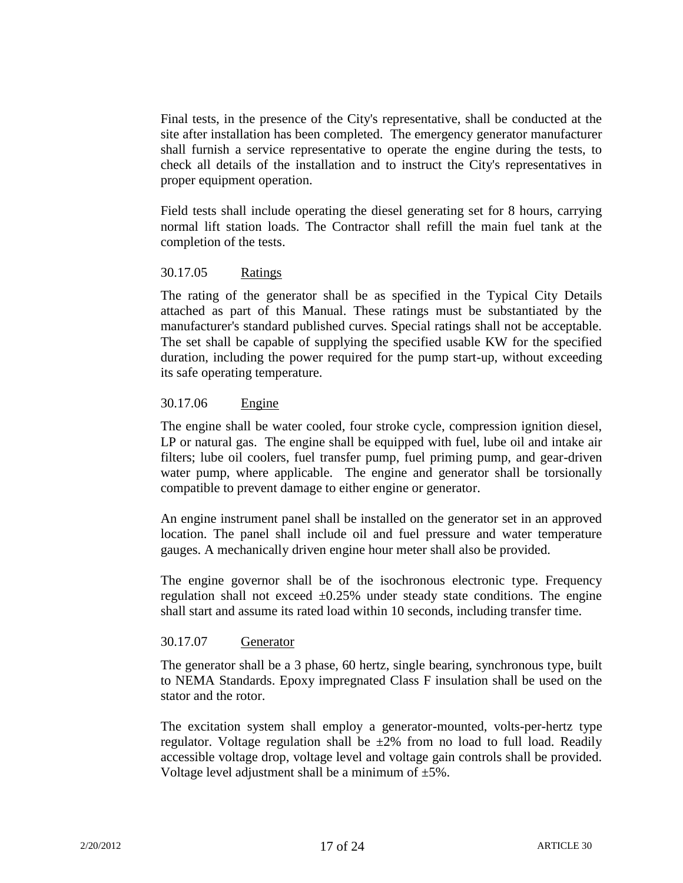Final tests, in the presence of the City's representative, shall be conducted at the site after installation has been completed. The emergency generator manufacturer shall furnish a service representative to operate the engine during the tests, to check all details of the installation and to instruct the City's representatives in proper equipment operation.

Field tests shall include operating the diesel generating set for 8 hours, carrying normal lift station loads. The Contractor shall refill the main fuel tank at the completion of the tests.

### 30.17.05 Ratings

The rating of the generator shall be as specified in the Typical City Details attached as part of this Manual. These ratings must be substantiated by the manufacturer's standard published curves. Special ratings shall not be acceptable. The set shall be capable of supplying the specified usable KW for the specified duration, including the power required for the pump start-up, without exceeding its safe operating temperature.

### 30.17.06 Engine

The engine shall be water cooled, four stroke cycle, compression ignition diesel, LP or natural gas. The engine shall be equipped with fuel, lube oil and intake air filters; lube oil coolers, fuel transfer pump, fuel priming pump, and gear-driven water pump, where applicable. The engine and generator shall be torsionally compatible to prevent damage to either engine or generator.

An engine instrument panel shall be installed on the generator set in an approved location. The panel shall include oil and fuel pressure and water temperature gauges. A mechanically driven engine hour meter shall also be provided.

The engine governor shall be of the isochronous electronic type. Frequency regulation shall not exceed ±0.25% under steady state conditions. The engine shall start and assume its rated load within 10 seconds, including transfer time.

### 30.17.07 Generator

The generator shall be a 3 phase, 60 hertz, single bearing, synchronous type, built to NEMA Standards. Epoxy impregnated Class F insulation shall be used on the stator and the rotor.

The excitation system shall employ a generator-mounted, volts-per-hertz type regulator. Voltage regulation shall be ±2% from no load to full load. Readily accessible voltage drop, voltage level and voltage gain controls shall be provided. Voltage level adjustment shall be a minimum of ±5%.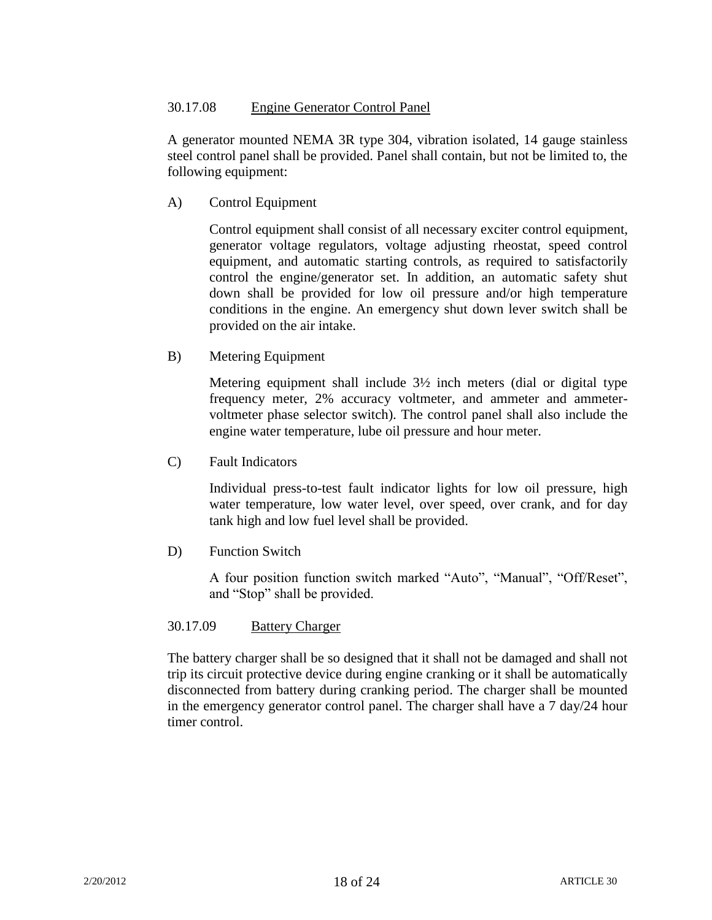### 30.17.08 Engine Generator Control Panel

A generator mounted NEMA 3R type 304, vibration isolated, 14 gauge stainless steel control panel shall be provided. Panel shall contain, but not be limited to, the following equipment:

A) Control Equipment

Control equipment shall consist of all necessary exciter control equipment, generator voltage regulators, voltage adjusting rheostat, speed control equipment, and automatic starting controls, as required to satisfactorily control the engine/generator set. In addition, an automatic safety shut down shall be provided for low oil pressure and/or high temperature conditions in the engine. An emergency shut down lever switch shall be provided on the air intake.

B) Metering Equipment

Metering equipment shall include 3½ inch meters (dial or digital type frequency meter, 2% accuracy voltmeter, and ammeter and ammeter-voltmeter phase selector switch). The control panel shall also include the engine water temperature, lube oil pressure and hour meter.

C) Fault Indicators

Individual press-to-test fault indicator lights for low oil pressure, high water temperature, low water level, over speed, over crank, and for day tank high and low fuel level shall be provided.

D) Function Switch

A four position function switch marked "Auto", "Manual", "Off/Reset", and "Stop" shall be provided.

### 30.17.09 Battery Charger

The battery charger shall be so designed that it shall not be damaged and shall not trip its circuit protective device during engine cranking or it shall be automatically disconnected from battery during cranking period. The charger shall be mounted in the emergency generator control panel. The charger shall have a 7 day/24 hour timer control.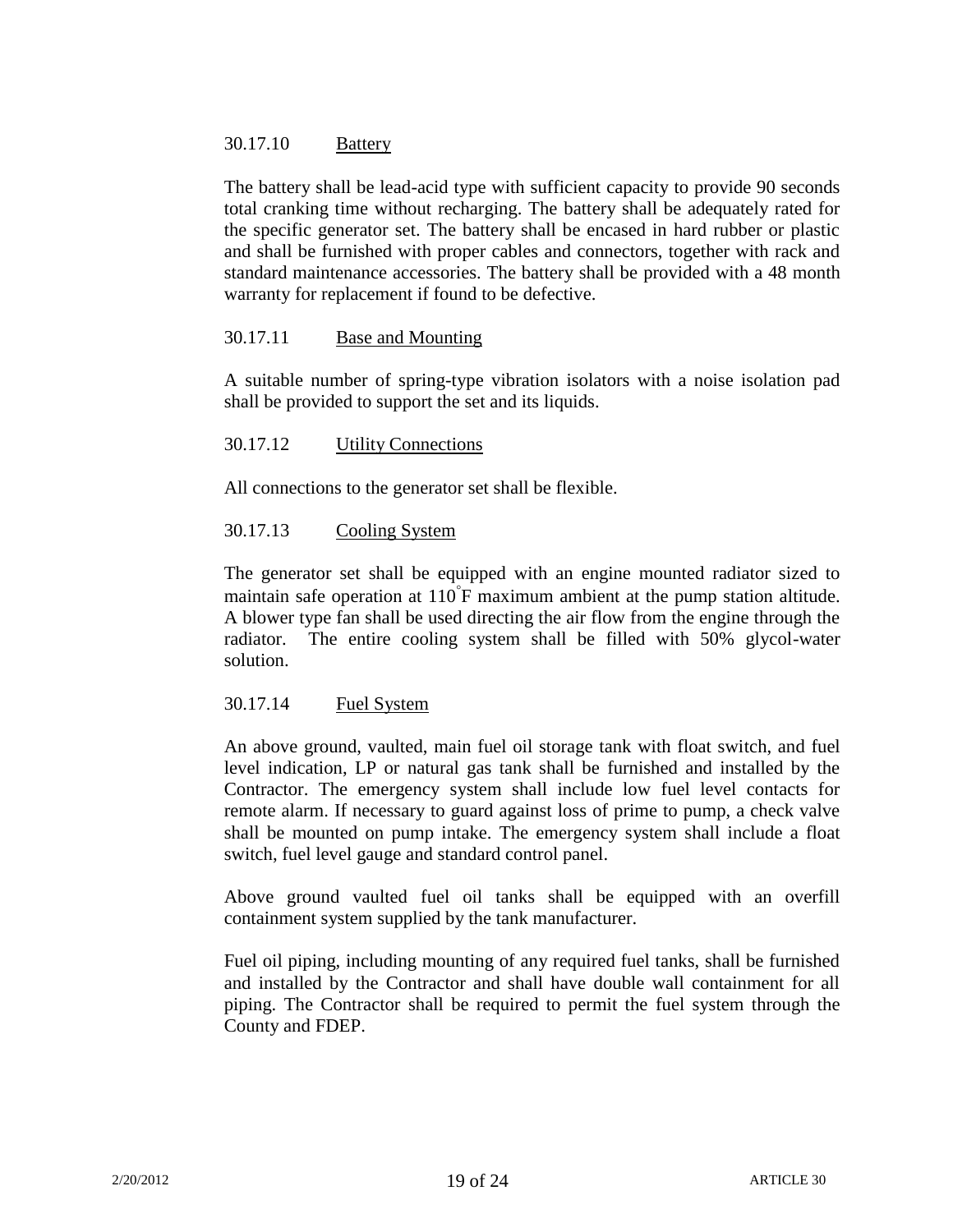30.17.10 Battery

The battery shall be lead-acid type with sufficient capacity to provide 90 seconds total cranking time without recharging. The battery shall be adequately rated for the specific generator set. The battery shall be encased in hard rubber or plastic and shall be furnished with proper cables and connectors, together with rack and standard maintenance accessories. The battery shall be provided with a 48 month warranty for replacement if found to be defective.

30.17.11 Base and Mounting

A suitable number of spring-type vibration isolators with a noise isolation pad shall be provided to support the set and its liquids.

30.17.12 Utility Connections

All connections to the generator set shall be flexible.

30.17.13 Cooling System

The generator set shall be equipped with an engine mounted radiator sized to maintain safe operation at 110°F maximum ambient at the pump station altitude. A blower type fan shall be used directing the air flow from the engine through the radiator. The entire cooling system shall be filled with 50% glycol-water solution.

30.17.14 Fuel System

An above ground, vaulted, main fuel oil storage tank with float switch, and fuel level indication, LP or natural gas tank shall be furnished and installed by the Contractor. The emergency system shall include low fuel level contacts for remote alarm. If necessary to guard against loss of prime to pump, a check valve shall be mounted on pump intake. The emergency system shall include a float switch, fuel level gauge and standard control panel.

Above ground vaulted fuel oil tanks shall be equipped with an overfill containment system supplied by the tank manufacturer.

Fuel oil piping, including mounting of any required fuel tanks, shall be furnished and installed by the Contractor and shall have double wall containment for all piping. The Contractor shall be required to permit the fuel system through the County and FDEP.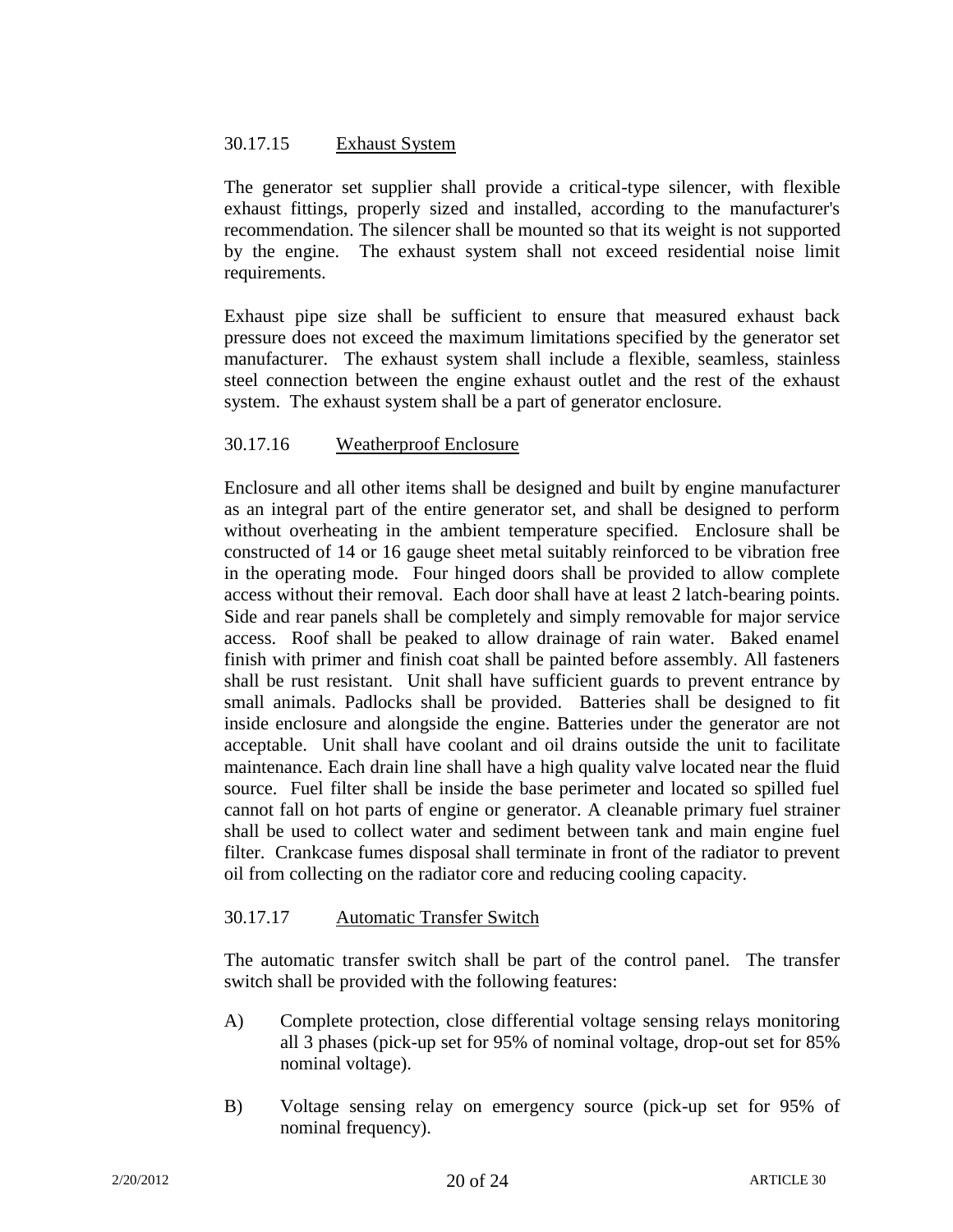### 30.17.15 Exhaust System

The generator set supplier shall provide a critical-type silencer, with flexible exhaust fittings, properly sized and installed, according to the manufacturer's recommendation. The silencer shall be mounted so that its weight is not supported by the engine. The exhaust system shall not exceed residential noise limit requirements.

Exhaust pipe size shall be sufficient to ensure that measured exhaust back pressure does not exceed the maximum limitations specified by the generator set manufacturer. The exhaust system shall include a flexible, seamless, stainless steel connection between the engine exhaust outlet and the rest of the exhaust system. The exhaust system shall be a part of generator enclosure.

### 30.17.16 Weatherproof Enclosure

Enclosure and all other items shall be designed and built by engine manufacturer as an integral part of the entire generator set, and shall be designed to perform without overheating in the ambient temperature specified. Enclosure shall be constructed of 14 or 16 gauge sheet metal suitably reinforced to be vibration free in the operating mode. Four hinged doors shall be provided to allow complete access without their removal. Each door shall have at least 2 latch-bearing points. Side and rear panels shall be completely and simply removable for major service access. Roof shall be peaked to allow drainage of rain water. Baked enamel finish with primer and finish coat shall be painted before assembly. All fasteners shall be rust resistant. Unit shall have sufficient guards to prevent entrance by small animals. Padlocks shall be provided. Batteries shall be designed to fit inside enclosure and alongside the engine. Batteries under the generator are not acceptable. Unit shall have coolant and oil drains outside the unit to facilitate maintenance. Each drain line shall have a high quality valve located near the fluid source. Fuel filter shall be inside the base perimeter and located so spilled fuel cannot fall on hot parts of engine or generator. A cleanable primary fuel strainer shall be used to collect water and sediment between tank and main engine fuel filter. Crankcase fumes disposal shall terminate in front of the radiator to prevent oil from collecting on the radiator core and reducing cooling capacity.

### 30.17.17 Automatic Transfer Switch

The automatic transfer switch shall be part of the control panel. The transfer switch shall be provided with the following features:

A) Complete protection, close differential voltage sensing relays monitoring all 3 phases (pick-up set for 95% of nominal voltage, drop-out set for 85% nominal voltage).

B) Voltage sensing relay on emergency source (pick-up set for 95% of nominal frequency).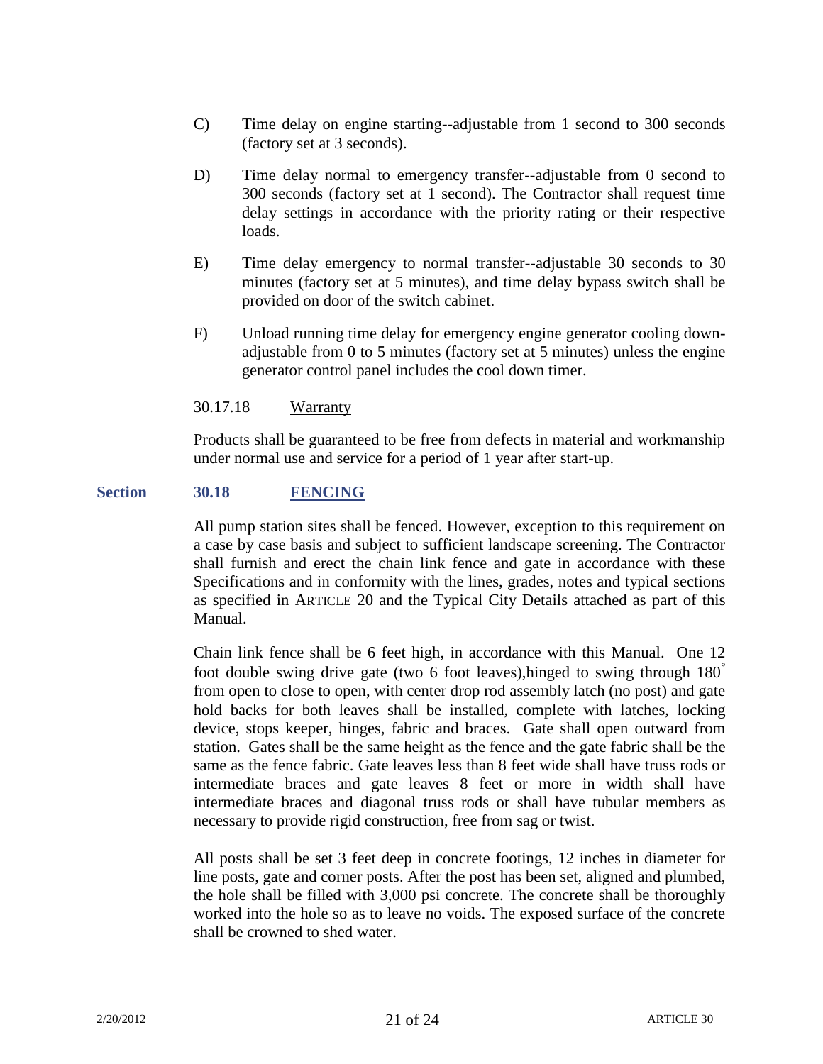C) Time delay on engine starting--adjustable from 1 second to 300 seconds (factory set at 3 seconds).

D) Time delay normal to emergency transfer--adjustable from 0 second to 300 seconds (factory set at 1 second). The Contractor shall request time delay settings in accordance with the priority rating or their respective loads.

E) Time delay emergency to normal transfer--adjustable 30 seconds to 30 minutes (factory set at 5 minutes), and time delay bypass switch shall be provided on door of the switch cabinet.

F) Unload running time delay for emergency engine generator cooling down-adjustable from 0 to 5 minutes (factory set at 5 minutes) unless the engine generator control panel includes the cool down timer.

30.17.18 Warranty

Products shall be guaranteed to be free from defects in material and workmanship under normal use and service for a period of 1 year after start-up.

## Section 30.18 FENCING

All pump station sites shall be fenced. However, exception to this requirement on a case by case basis and subject to sufficient landscape screening. The Contractor shall furnish and erect the chain link fence and gate in accordance with these Specifications and in conformity with the lines, grades, notes and typical sections as specified in ARTICLE 20 and the Typical City Details attached as part of this Manual.

Chain link fence shall be 6 feet high, in accordance with this Manual. One 12 foot double swing drive gate (two 6 foot leaves),hinged to swing through 180° from open to close to open, with center drop rod assembly latch (no post) and gate hold backs for both leaves shall be installed, complete with latches, locking device, stops keeper, hinges, fabric and braces. Gate shall open outward from station. Gates shall be the same height as the fence and the gate fabric shall be the same as the fence fabric. Gate leaves less than 8 feet wide shall have truss rods or intermediate braces and gate leaves 8 feet or more in width shall have intermediate braces and diagonal truss rods or shall have tubular members as necessary to provide rigid construction, free from sag or twist.

All posts shall be set 3 feet deep in concrete footings, 12 inches in diameter for line posts, gate and corner posts. After the post has been set, aligned and plumbed, the hole shall be filled with 3,000 psi concrete. The concrete shall be thoroughly worked into the hole so as to leave no voids. The exposed surface of the concrete shall be crowned to shed water.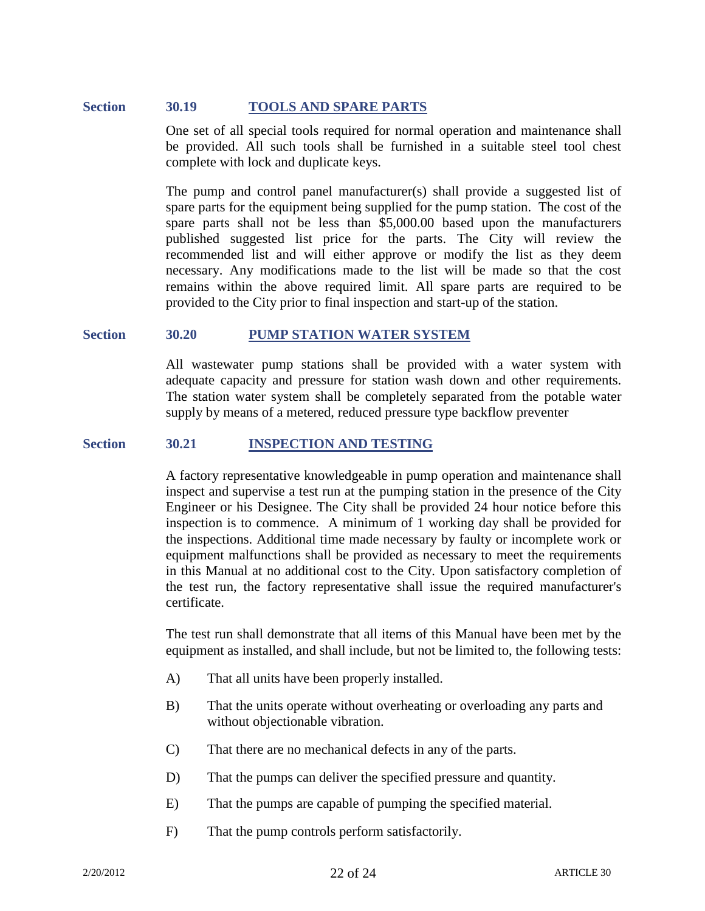## Section 30.19 TOOLS AND SPARE PARTS

One set of all special tools required for normal operation and maintenance shall be provided. All such tools shall be furnished in a suitable steel tool chest complete with lock and duplicate keys.

The pump and control panel manufacturer(s) shall provide a suggested list of spare parts for the equipment being supplied for the pump station. The cost of the spare parts shall not be less than $5,000.00 based upon the manufacturers published suggested list price for the parts. The City will review the recommended list and will either approve or modify the list as they deem necessary. Any modifications made to the list will be made so that the cost remains within the above required limit. All spare parts are required to be provided to the City prior to final inspection and start-up of the station.

## Section 30.20 PUMP STATION WATER SYSTEM

All wastewater pump stations shall be provided with a water system with adequate capacity and pressure for station wash down and other requirements. The station water system shall be completely separated from the potable water supply by means of a metered, reduced pressure type backflow preventer

## Section 30.21 INSPECTION AND TESTING

A factory representative knowledgeable in pump operation and maintenance shall inspect and supervise a test run at the pumping station in the presence of the City Engineer or his Designee. The City shall be provided 24 hour notice before this inspection is to commence. A minimum of 1 working day shall be provided for the inspections. Additional time made necessary by faulty or incomplete work or equipment malfunctions shall be provided as necessary to meet the requirements in this Manual at no additional cost to the City. Upon satisfactory completion of the test run, the factory representative shall issue the required manufacturer's certificate.

The test run shall demonstrate that all items of this Manual have been met by the equipment as installed, and shall include, but not be limited to, the following tests:

A) That all units have been properly installed.

B) That the units operate without overheating or overloading any parts and without objectionable vibration.

C) That there are no mechanical defects in any of the parts.

D) That the pumps can deliver the specified pressure and quantity.

E) That the pumps are capable of pumping the specified material.

F) That the pump controls perform satisfactorily.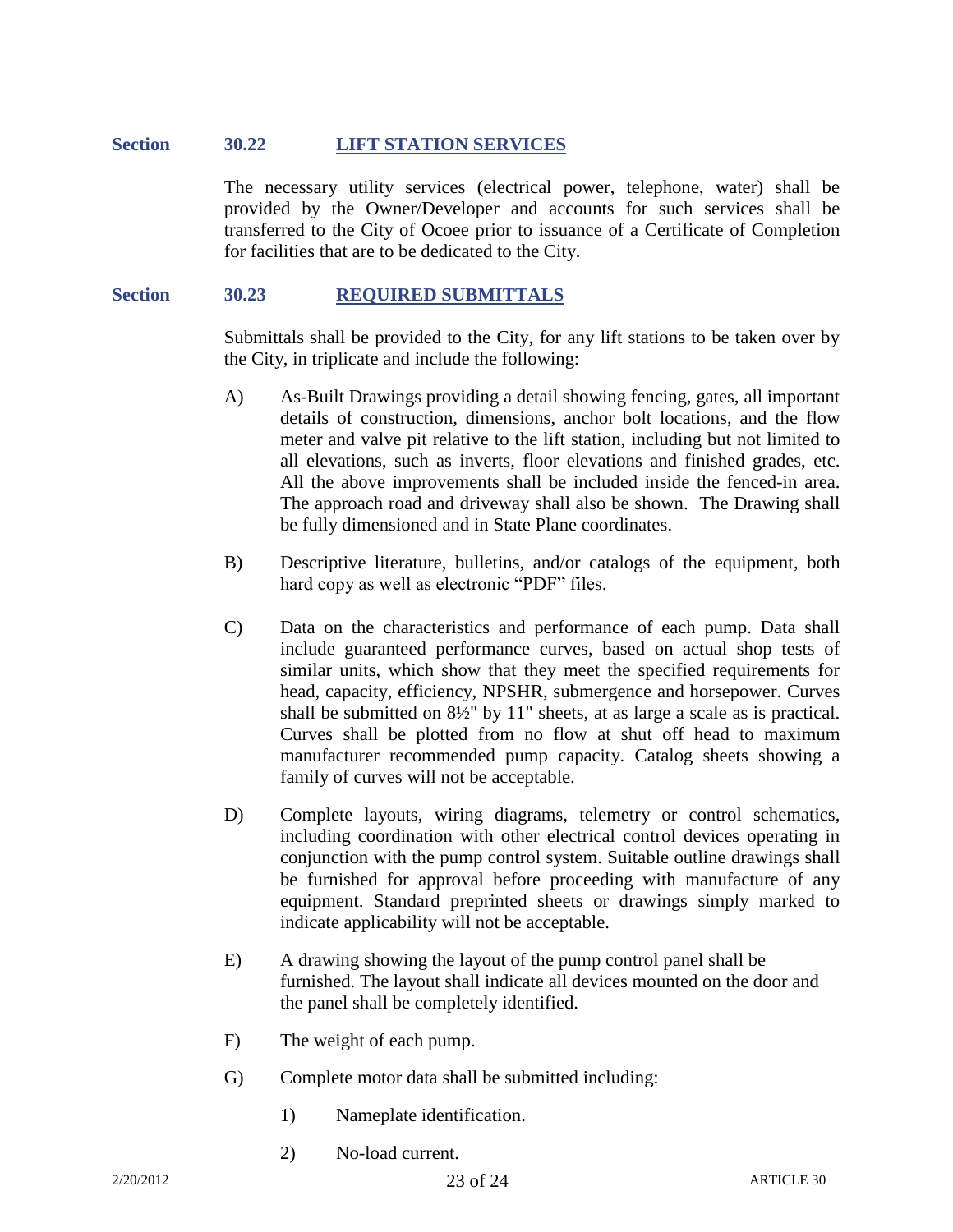## Section 30.22 LIFT STATION SERVICES

The necessary utility services (electrical power, telephone, water) shall be provided by the Owner/Developer and accounts for such services shall be transferred to the City of Ocoee prior to issuance of a Certificate of Completion for facilities that are to be dedicated to the City.

## Section 30.23 REQUIRED SUBMITTALS

Submittals shall be provided to the City, for any lift stations to be taken over by the City, in triplicate and include the following:

A) As-Built Drawings providing a detail showing fencing, gates, all important details of construction, dimensions, anchor bolt locations, and the flow meter and valve pit relative to the lift station, including but not limited to all elevations, such as inverts, floor elevations and finished grades, etc. All the above improvements shall be included inside the fenced-in area. The approach road and driveway shall also be shown. The Drawing shall be fully dimensioned and in State Plane coordinates.

B) Descriptive literature, bulletins, and/or catalogs of the equipment, both hard copy as well as electronic "PDF" files.

C) Data on the characteristics and performance of each pump. Data shall include guaranteed performance curves, based on actual shop tests of similar units, which show that they meet the specified requirements for head, capacity, efficiency, NPSHR, submergence and horsepower. Curves shall be submitted on 8½" by 11" sheets, at as large a scale as is practical. Curves shall be plotted from no flow at shut off head to maximum manufacturer recommended pump capacity. Catalog sheets showing a family of curves will not be acceptable.

D) Complete layouts, wiring diagrams, telemetry or control schematics, including coordination with other electrical control devices operating in conjunction with the pump control system. Suitable outline drawings shall be furnished for approval before proceeding with manufacture of any equipment. Standard preprinted sheets or drawings simply marked to indicate applicability will not be acceptable.

E) A drawing showing the layout of the pump control panel shall be furnished. The layout shall indicate all devices mounted on the door and the panel shall be completely identified.

F) The weight of each pump.

G) Complete motor data shall be submitted including:

1) Nameplate identification.

2) No-load current.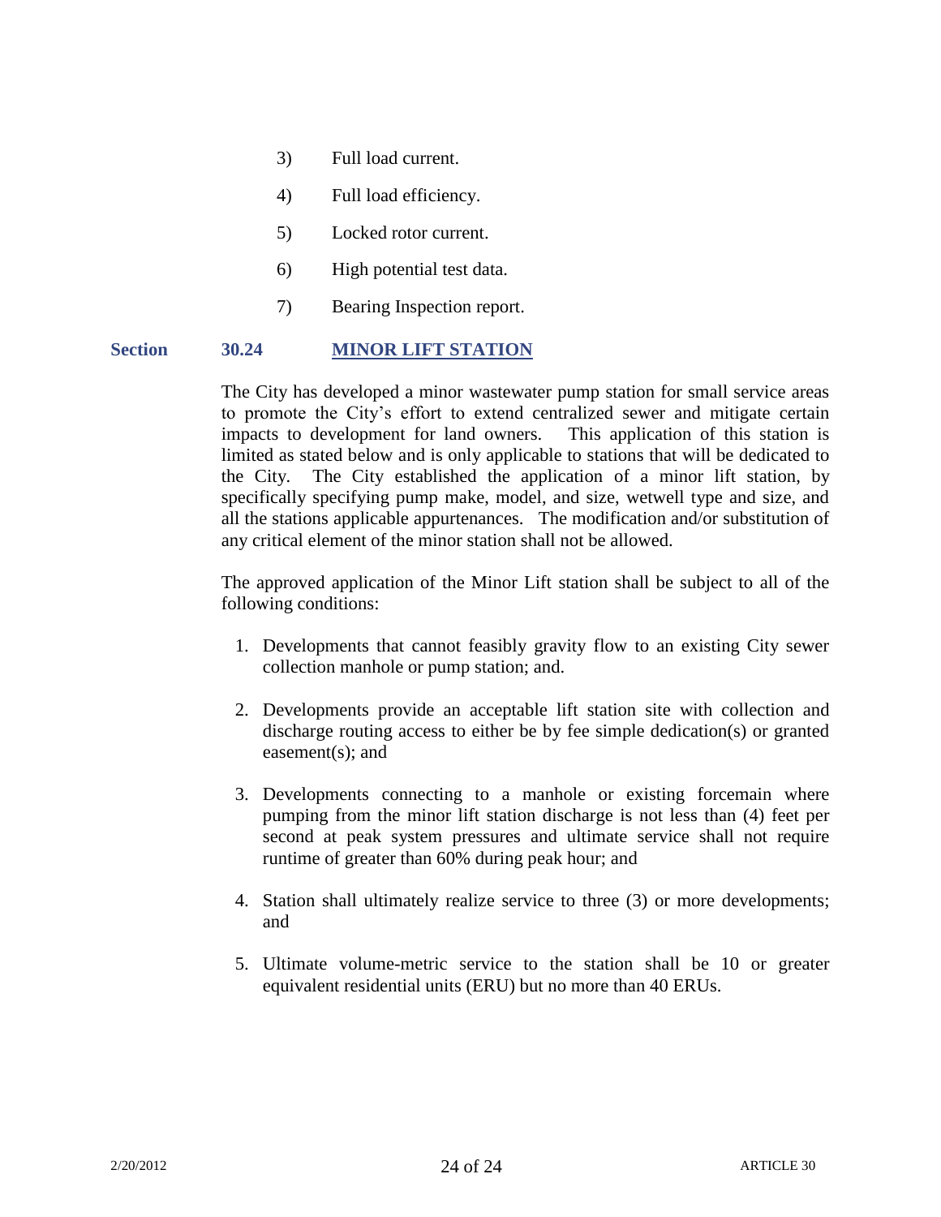3) Full load current.

4) Full load efficiency.

5) Locked rotor current.

6) High potential test data.

7) Bearing Inspection report.

## Section 30.24 MINOR LIFT STATION

The City has developed a minor wastewater pump station for small service areas to promote the City's effort to extend centralized sewer and mitigate certain impacts to development for land owners. This application of this station is limited as stated below and is only applicable to stations that will be dedicated to the City. The City established the application of a minor lift station, by specifically specifying pump make, model, and size, wetwell type and size, and all the stations applicable appurtenances. The modification and/or substitution of any critical element of the minor station shall not be allowed.

The approved application of the Minor Lift station shall be subject to all of the following conditions:

1. Developments that cannot feasibly gravity flow to an existing City sewer collection manhole or pump station; and.

2. Developments provide an acceptable lift station site with collection and discharge routing access to either be by fee simple dedication(s) or granted easement(s); and

3. Developments connecting to a manhole or existing forcemain where pumping from the minor lift station discharge is not less than (4) feet per second at peak system pressures and ultimate service shall not require runtime of greater than 60% during peak hour; and

4. Station shall ultimately realize service to three (3) or more developments; and

5. Ultimate volume-metric service to the station shall be 10 or greater equivalent residential units (ERU) but no more than 40 ERUs.